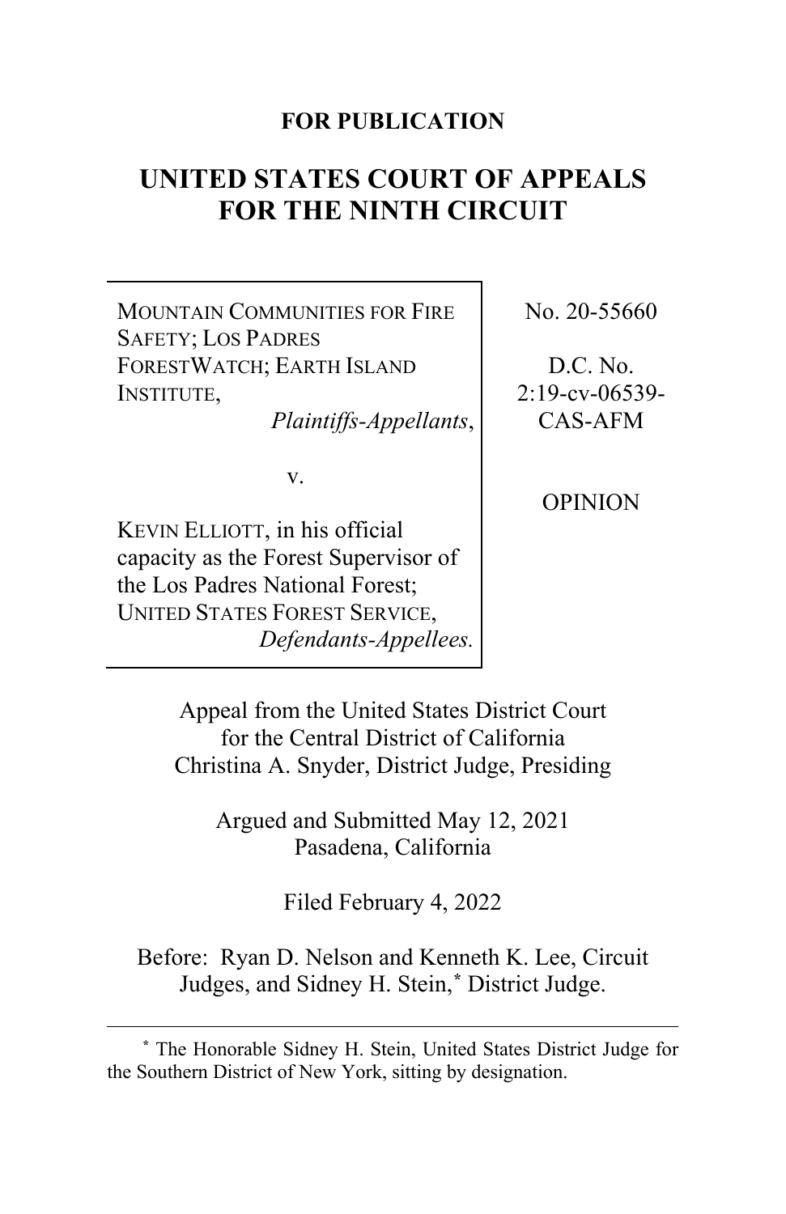**FOR PUBLICATION**

# UNITED STATES COURT OF APPEALS FOR THE NINTH CIRCUIT

| | |
|---|---|
| MOUNTAIN COMMUNITIES FOR FIRE SAFETY; LOS PADRES FORESTWATCH; EARTH ISLAND INSTITUTE, *Plaintiffs-Appellants*, v. KEVIN ELLIOTT, in his official capacity as the Forest Supervisor of the Los Padres National Forest; UNITED STATES FOREST SERVICE, *Defendants-Appellees.* | No. 20-55660 D.C. No. 2:19-cv-06539-CAS-AFM OPINION |

Appeal from the United States District Court for the Central District of California
Christina A. Snyder, District Judge, Presiding

Argued and Submitted May 12, 2021
Pasadena, California

Filed February 4, 2022

Before: Ryan D. Nelson and Kenneth K. Lee, Circuit Judges, and Sidney H. Stein,* District Judge.

---

\* The Honorable Sidney H. Stein, United States District Judge for the Southern District of New York, sitting by designation.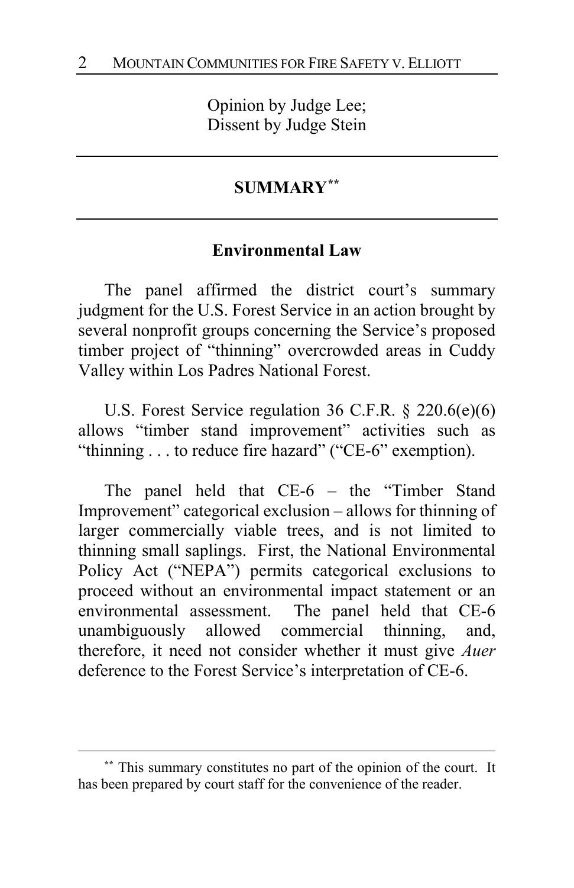Opinion by Judge Lee;
Dissent by Judge Stein

## SUMMARY[**]

### Environmental Law

The panel affirmed the district court's summary judgment for the U.S. Forest Service in an action brought by several nonprofit groups concerning the Service's proposed timber project of "thinning" overcrowded areas in Cuddy Valley within Los Padres National Forest.

U.S. Forest Service regulation 36 C.F.R. § 220.6(e)(6) allows "timber stand improvement" activities such as "thinning . . . to reduce fire hazard" ("CE-6" exemption).

The panel held that CE-6 – the "Timber Stand Improvement" categorical exclusion – allows for thinning of larger commercially viable trees, and is not limited to thinning small saplings. First, the National Environmental Policy Act ("NEPA") permits categorical exclusions to proceed without an environmental impact statement or an environmental assessment. The panel held that CE-6 unambiguously allowed commercial thinning, and, therefore, it need not consider whether it must give *Auer* deference to the Forest Service's interpretation of CE-6.

---

[**] This summary constitutes no part of the opinion of the court. It has been prepared by court staff for the convenience of the reader.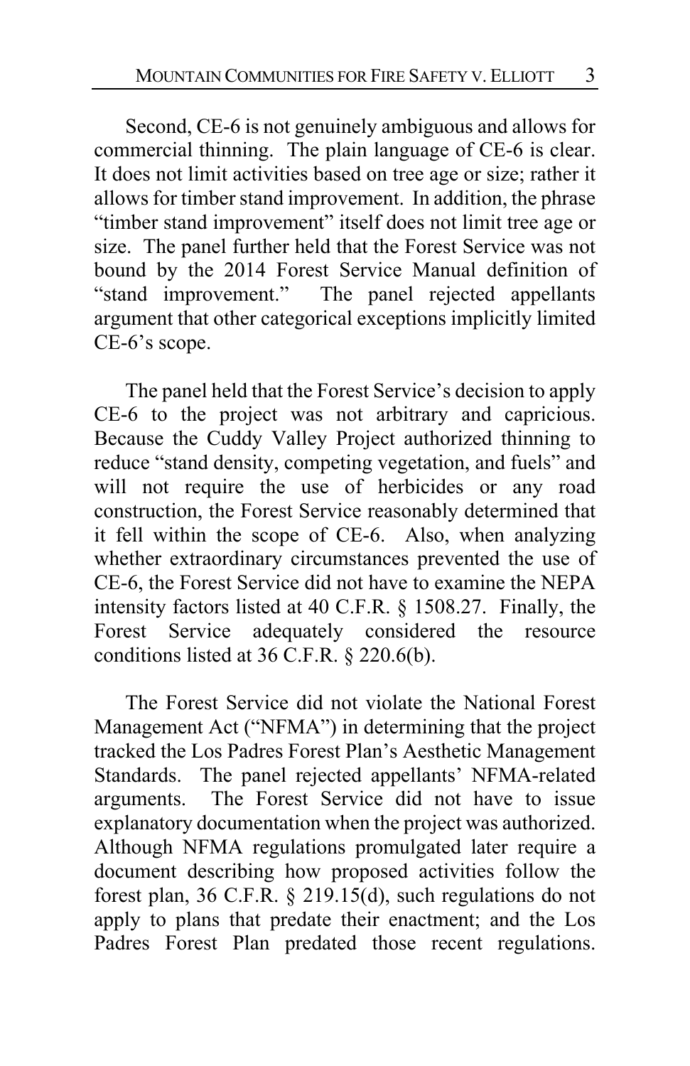Second, CE-6 is not genuinely ambiguous and allows for commercial thinning. The plain language of CE-6 is clear. It does not limit activities based on tree age or size; rather it allows for timber stand improvement. In addition, the phrase "timber stand improvement" itself does not limit tree age or size. The panel further held that the Forest Service was not bound by the 2014 Forest Service Manual definition of "stand improvement." The panel rejected appellants argument that other categorical exceptions implicitly limited CE-6's scope.

The panel held that the Forest Service's decision to apply CE-6 to the project was not arbitrary and capricious. Because the Cuddy Valley Project authorized thinning to reduce "stand density, competing vegetation, and fuels" and will not require the use of herbicides or any road construction, the Forest Service reasonably determined that it fell within the scope of CE-6. Also, when analyzing whether extraordinary circumstances prevented the use of CE-6, the Forest Service did not have to examine the NEPA intensity factors listed at 40 C.F.R. § 1508.27. Finally, the Forest Service adequately considered the resource conditions listed at 36 C.F.R. § 220.6(b).

The Forest Service did not violate the National Forest Management Act ("NFMA") in determining that the project tracked the Los Padres Forest Plan's Aesthetic Management Standards. The panel rejected appellants' NFMA-related arguments. The Forest Service did not have to issue explanatory documentation when the project was authorized. Although NFMA regulations promulgated later require a document describing how proposed activities follow the forest plan, 36 C.F.R. § 219.15(d), such regulations do not apply to plans that predate their enactment; and the Los Padres Forest Plan predated those recent regulations.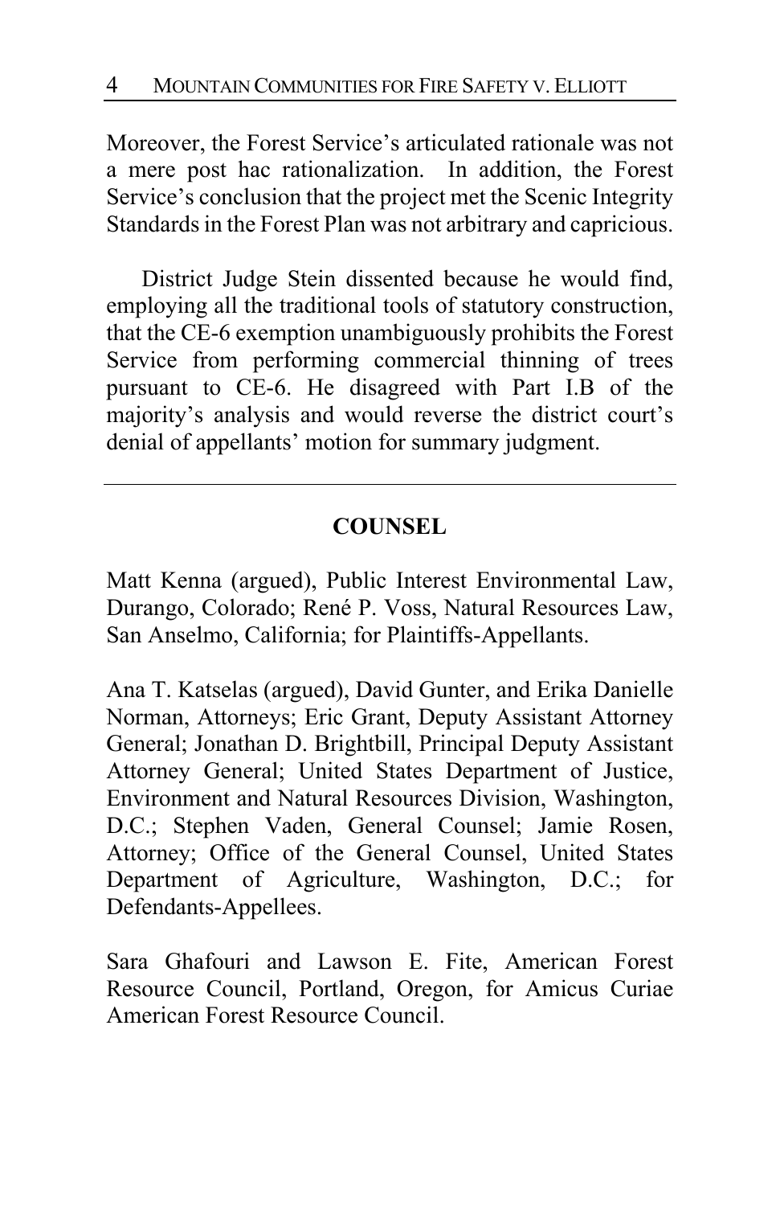Moreover, the Forest Service's articulated rationale was not a mere post hac rationalization. In addition, the Forest Service's conclusion that the project met the Scenic Integrity Standards in the Forest Plan was not arbitrary and capricious.

District Judge Stein dissented because he would find, employing all the traditional tools of statutory construction, that the CE-6 exemption unambiguously prohibits the Forest Service from performing commercial thinning of trees pursuant to CE-6. He disagreed with Part I.B of the majority's analysis and would reverse the district court's denial of appellants' motion for summary judgment.

---

## COUNSEL

Matt Kenna (argued), Public Interest Environmental Law, Durango, Colorado; René P. Voss, Natural Resources Law, San Anselmo, California; for Plaintiffs-Appellants.

Ana T. Katselas (argued), David Gunter, and Erika Danielle Norman, Attorneys; Eric Grant, Deputy Assistant Attorney General; Jonathan D. Brightbill, Principal Deputy Assistant Attorney General; United States Department of Justice, Environment and Natural Resources Division, Washington, D.C.; Stephen Vaden, General Counsel; Jamie Rosen, Attorney; Office of the General Counsel, United States Department of Agriculture, Washington, D.C.; for Defendants-Appellees.

Sara Ghafouri and Lawson E. Fite, American Forest Resource Council, Portland, Oregon, for Amicus Curiae American Forest Resource Council.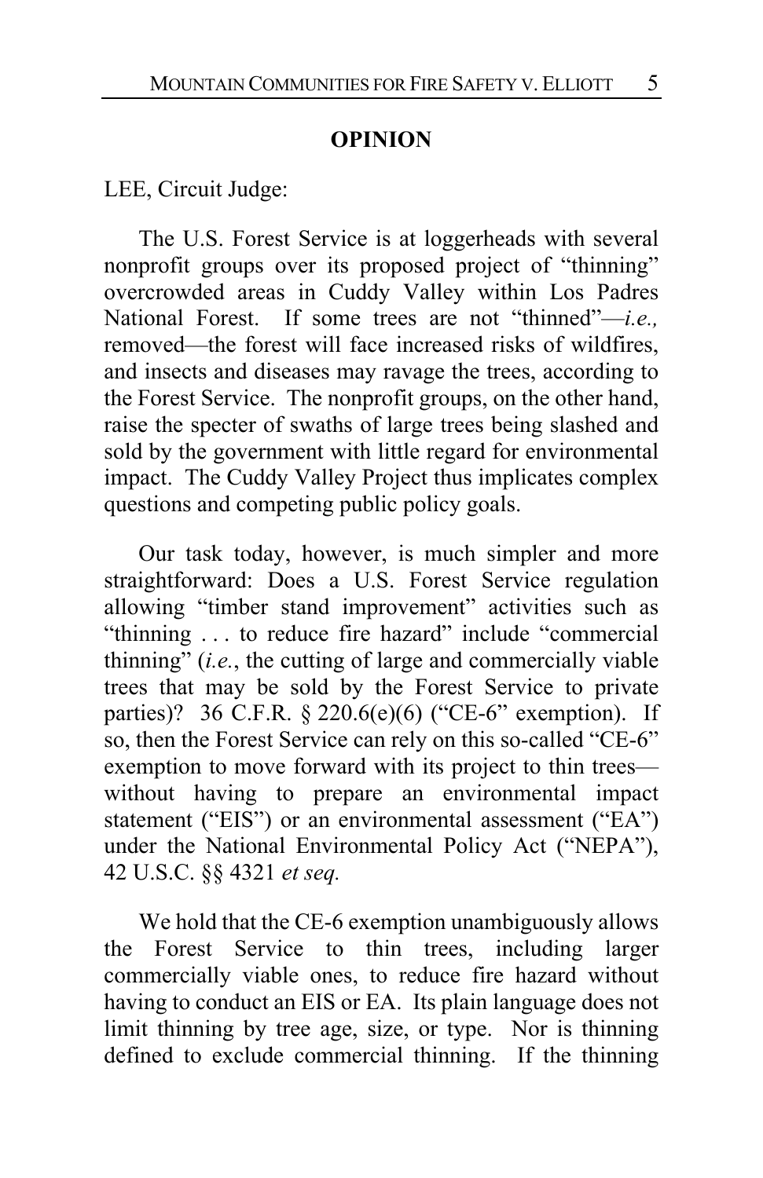## OPINION

LEE, Circuit Judge:

The U.S. Forest Service is at loggerheads with several nonprofit groups over its proposed project of "thinning" overcrowded areas in Cuddy Valley within Los Padres National Forest. If some trees are not "thinned"—*i.e.,* removed—the forest will face increased risks of wildfires, and insects and diseases may ravage the trees, according to the Forest Service. The nonprofit groups, on the other hand, raise the specter of swaths of large trees being slashed and sold by the government with little regard for environmental impact. The Cuddy Valley Project thus implicates complex questions and competing public policy goals.

Our task today, however, is much simpler and more straightforward: Does a U.S. Forest Service regulation allowing "timber stand improvement" activities such as "thinning . . . to reduce fire hazard" include "commercial thinning" (*i.e.*, the cutting of large and commercially viable trees that may be sold by the Forest Service to private parties)? 36 C.F.R. § 220.6(e)(6) ("CE-6" exemption). If so, then the Forest Service can rely on this so-called "CE-6" exemption to move forward with its project to thin trees—without having to prepare an environmental impact statement ("EIS") or an environmental assessment ("EA") under the National Environmental Policy Act ("NEPA"), 42 U.S.C. §§ 4321 *et seq.*

We hold that the CE-6 exemption unambiguously allows the Forest Service to thin trees, including larger commercially viable ones, to reduce fire hazard without having to conduct an EIS or EA. Its plain language does not limit thinning by tree age, size, or type. Nor is thinning defined to exclude commercial thinning. If the thinning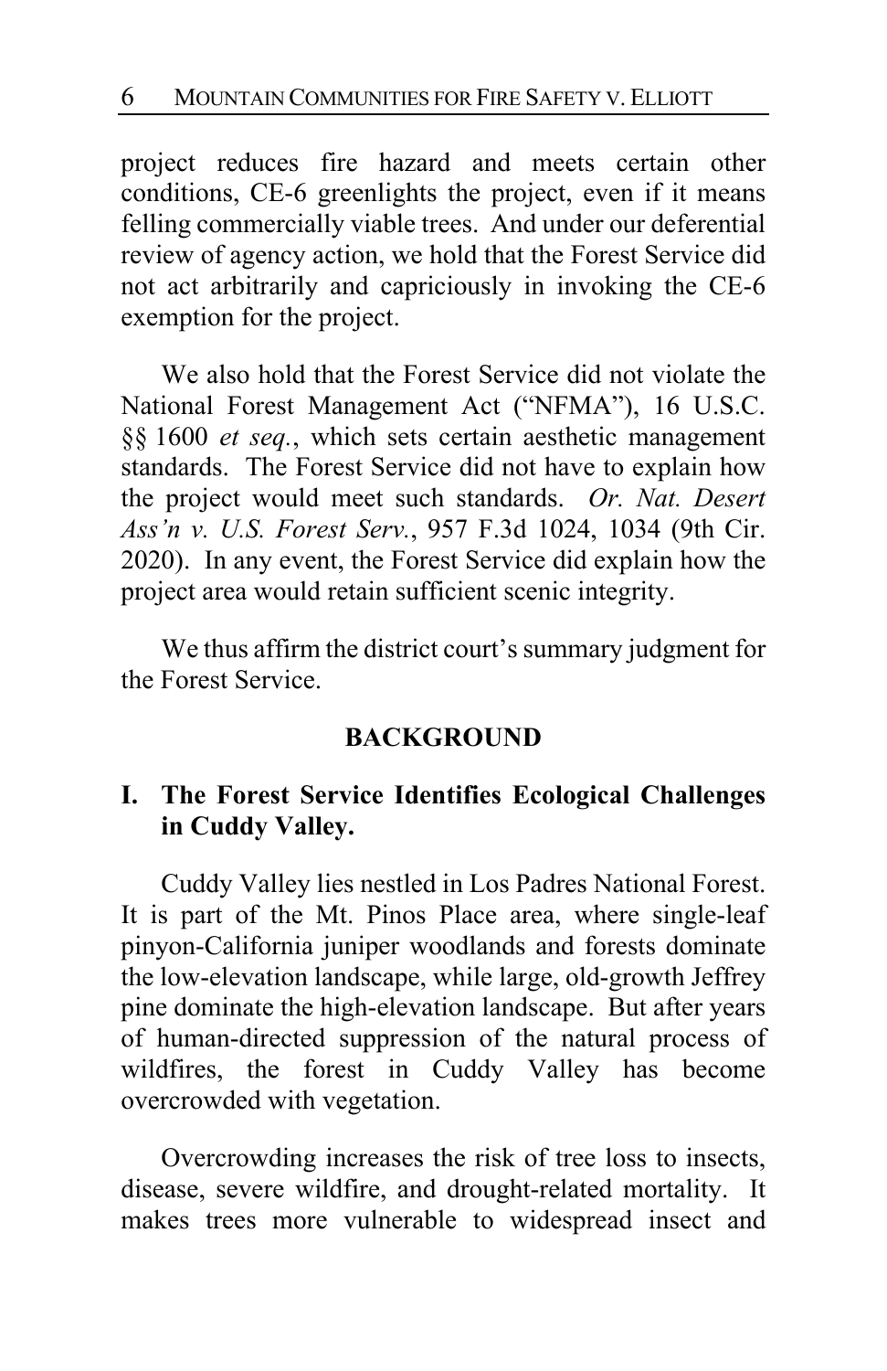project reduces fire hazard and meets certain other conditions, CE-6 greenlights the project, even if it means felling commercially viable trees. And under our deferential review of agency action, we hold that the Forest Service did not act arbitrarily and capriciously in invoking the CE-6 exemption for the project.

We also hold that the Forest Service did not violate the National Forest Management Act ("NFMA"), 16 U.S.C. §§ 1600 *et seq.*, which sets certain aesthetic management standards. The Forest Service did not have to explain how the project would meet such standards. *Or. Nat. Desert Ass'n v. U.S. Forest Serv.*, 957 F.3d 1024, 1034 (9th Cir. 2020). In any event, the Forest Service did explain how the project area would retain sufficient scenic integrity.

We thus affirm the district court's summary judgment for the Forest Service.

## BACKGROUND

### I. The Forest Service Identifies Ecological Challenges in Cuddy Valley.

Cuddy Valley lies nestled in Los Padres National Forest. It is part of the Mt. Pinos Place area, where single-leaf pinyon-California juniper woodlands and forests dominate the low-elevation landscape, while large, old-growth Jeffrey pine dominate the high-elevation landscape. But after years of human-directed suppression of the natural process of wildfires, the forest in Cuddy Valley has become overcrowded with vegetation.

Overcrowding increases the risk of tree loss to insects, disease, severe wildfire, and drought-related mortality. It makes trees more vulnerable to widespread insect and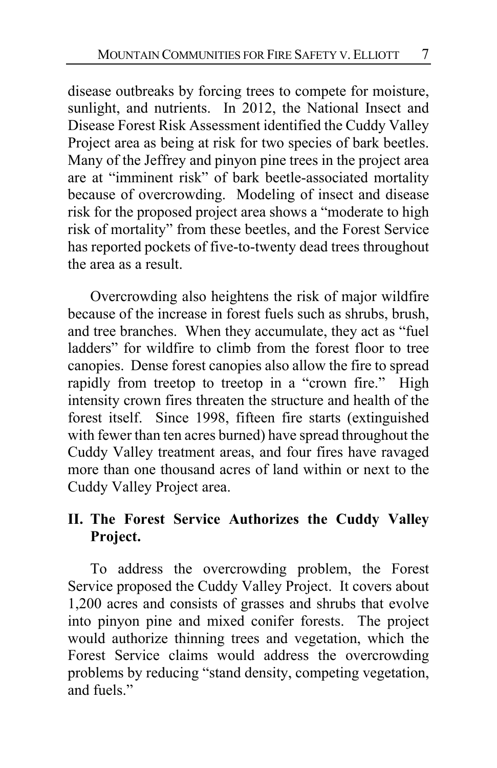disease outbreaks by forcing trees to compete for moisture, sunlight, and nutrients. In 2012, the National Insect and Disease Forest Risk Assessment identified the Cuddy Valley Project area as being at risk for two species of bark beetles. Many of the Jeffrey and pinyon pine trees in the project area are at "imminent risk" of bark beetle-associated mortality because of overcrowding. Modeling of insect and disease risk for the proposed project area shows a "moderate to high risk of mortality" from these beetles, and the Forest Service has reported pockets of five-to-twenty dead trees throughout the area as a result.

Overcrowding also heightens the risk of major wildfire because of the increase in forest fuels such as shrubs, brush, and tree branches. When they accumulate, they act as "fuel ladders" for wildfire to climb from the forest floor to tree canopies. Dense forest canopies also allow the fire to spread rapidly from treetop to treetop in a "crown fire." High intensity crown fires threaten the structure and health of the forest itself. Since 1998, fifteen fire starts (extinguished with fewer than ten acres burned) have spread throughout the Cuddy Valley treatment areas, and four fires have ravaged more than one thousand acres of land within or next to the Cuddy Valley Project area.

## II. The Forest Service Authorizes the Cuddy Valley Project.

To address the overcrowding problem, the Forest Service proposed the Cuddy Valley Project. It covers about 1,200 acres and consists of grasses and shrubs that evolve into pinyon pine and mixed conifer forests. The project would authorize thinning trees and vegetation, which the Forest Service claims would address the overcrowding problems by reducing "stand density, competing vegetation, and fuels."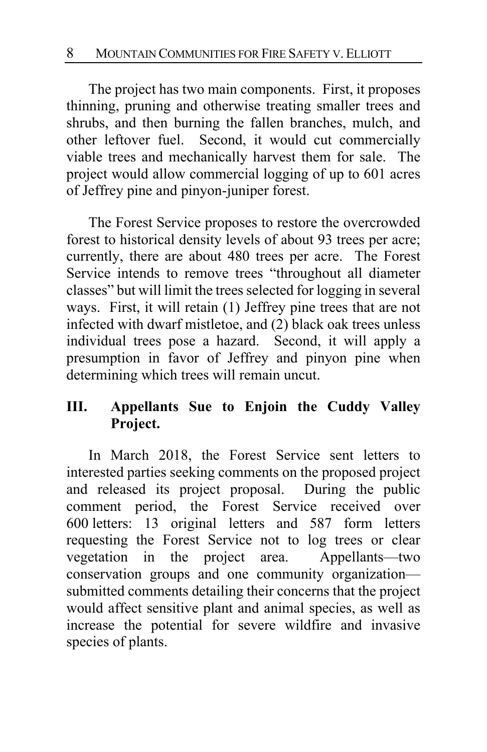The project has two main components. First, it proposes thinning, pruning and otherwise treating smaller trees and shrubs, and then burning the fallen branches, mulch, and other leftover fuel. Second, it would cut commercially viable trees and mechanically harvest them for sale. The project would allow commercial logging of up to 601 acres of Jeffrey pine and pinyon-juniper forest.

The Forest Service proposes to restore the overcrowded forest to historical density levels of about 93 trees per acre; currently, there are about 480 trees per acre. The Forest Service intends to remove trees "throughout all diameter classes" but will limit the trees selected for logging in several ways. First, it will retain (1) Jeffrey pine trees that are not infected with dwarf mistletoe, and (2) black oak trees unless individual trees pose a hazard. Second, it will apply a presumption in favor of Jeffrey and pinyon pine when determining which trees will remain uncut.

## III. Appellants Sue to Enjoin the Cuddy Valley Project.

In March 2018, the Forest Service sent letters to interested parties seeking comments on the proposed project and released its project proposal. During the public comment period, the Forest Service received over 600 letters: 13 original letters and 587 form letters requesting the Forest Service not to log trees or clear vegetation in the project area. Appellants—two conservation groups and one community organization—submitted comments detailing their concerns that the project would affect sensitive plant and animal species, as well as increase the potential for severe wildfire and invasive species of plants.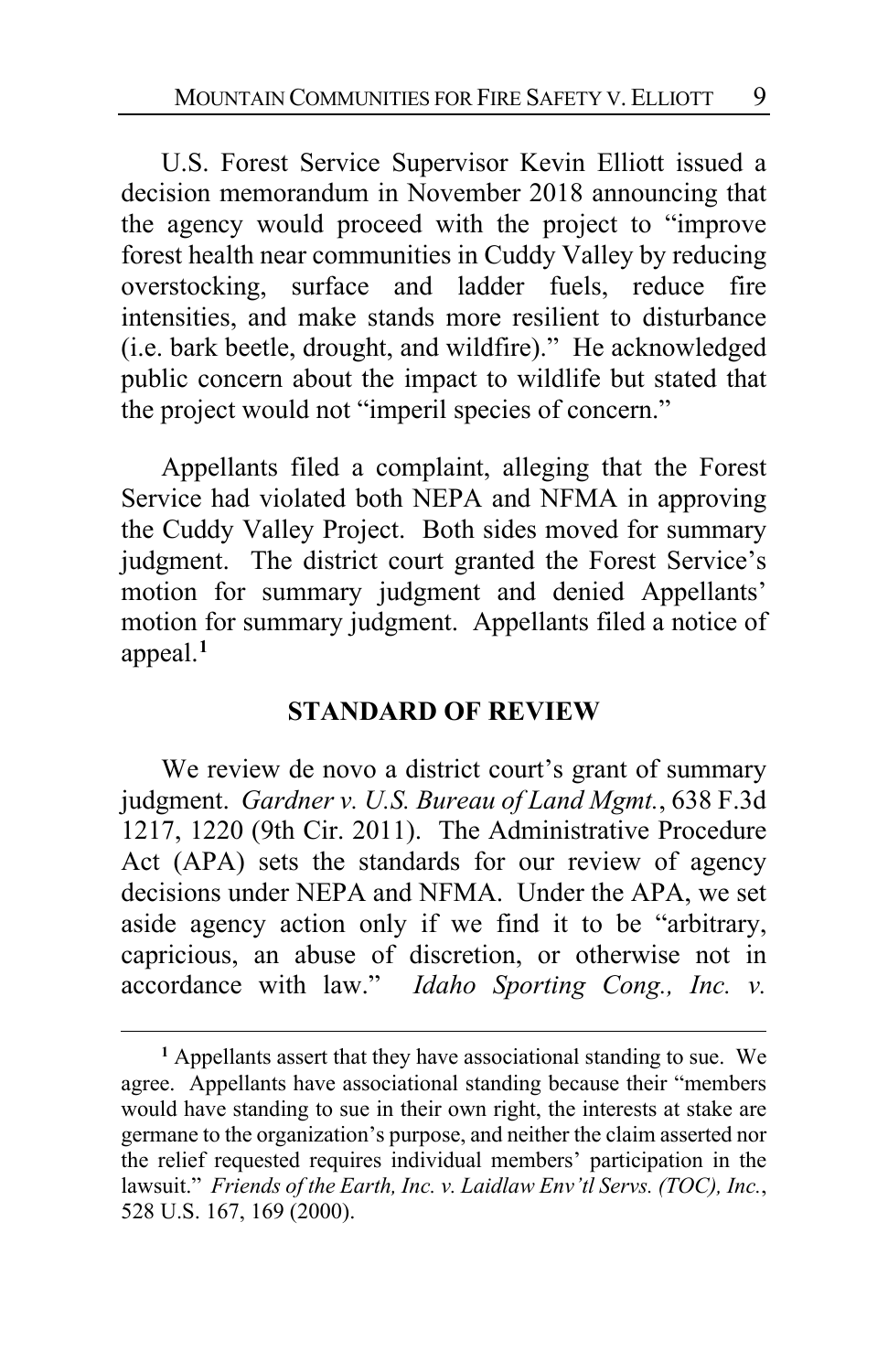U.S. Forest Service Supervisor Kevin Elliott issued a decision memorandum in November 2018 announcing that the agency would proceed with the project to "improve forest health near communities in Cuddy Valley by reducing overstocking, surface and ladder fuels, reduce fire intensities, and make stands more resilient to disturbance (i.e. bark beetle, drought, and wildfire)." He acknowledged public concern about the impact to wildlife but stated that the project would not "imperil species of concern."

Appellants filed a complaint, alleging that the Forest Service had violated both NEPA and NFMA in approving the Cuddy Valley Project. Both sides moved for summary judgment. The district court granted the Forest Service's motion for summary judgment and denied Appellants' motion for summary judgment. Appellants filed a notice of appeal.[1]

## STANDARD OF REVIEW

We review de novo a district court's grant of summary judgment. *Gardner v. U.S. Bureau of Land Mgmt.*, 638 F.3d 1217, 1220 (9th Cir. 2011). The Administrative Procedure Act (APA) sets the standards for our review of agency decisions under NEPA and NFMA. Under the APA, we set aside agency action only if we find it to be "arbitrary, capricious, an abuse of discretion, or otherwise not in accordance with law." *Idaho Sporting Cong., Inc. v.*

---

[1] Appellants assert that they have associational standing to sue. We agree. Appellants have associational standing because their "members would have standing to sue in their own right, the interests at stake are germane to the organization's purpose, and neither the claim asserted nor the relief requested requires individual members' participation in the lawsuit." *Friends of the Earth, Inc. v. Laidlaw Env'tl Servs. (TOC), Inc.*, 528 U.S. 167, 169 (2000).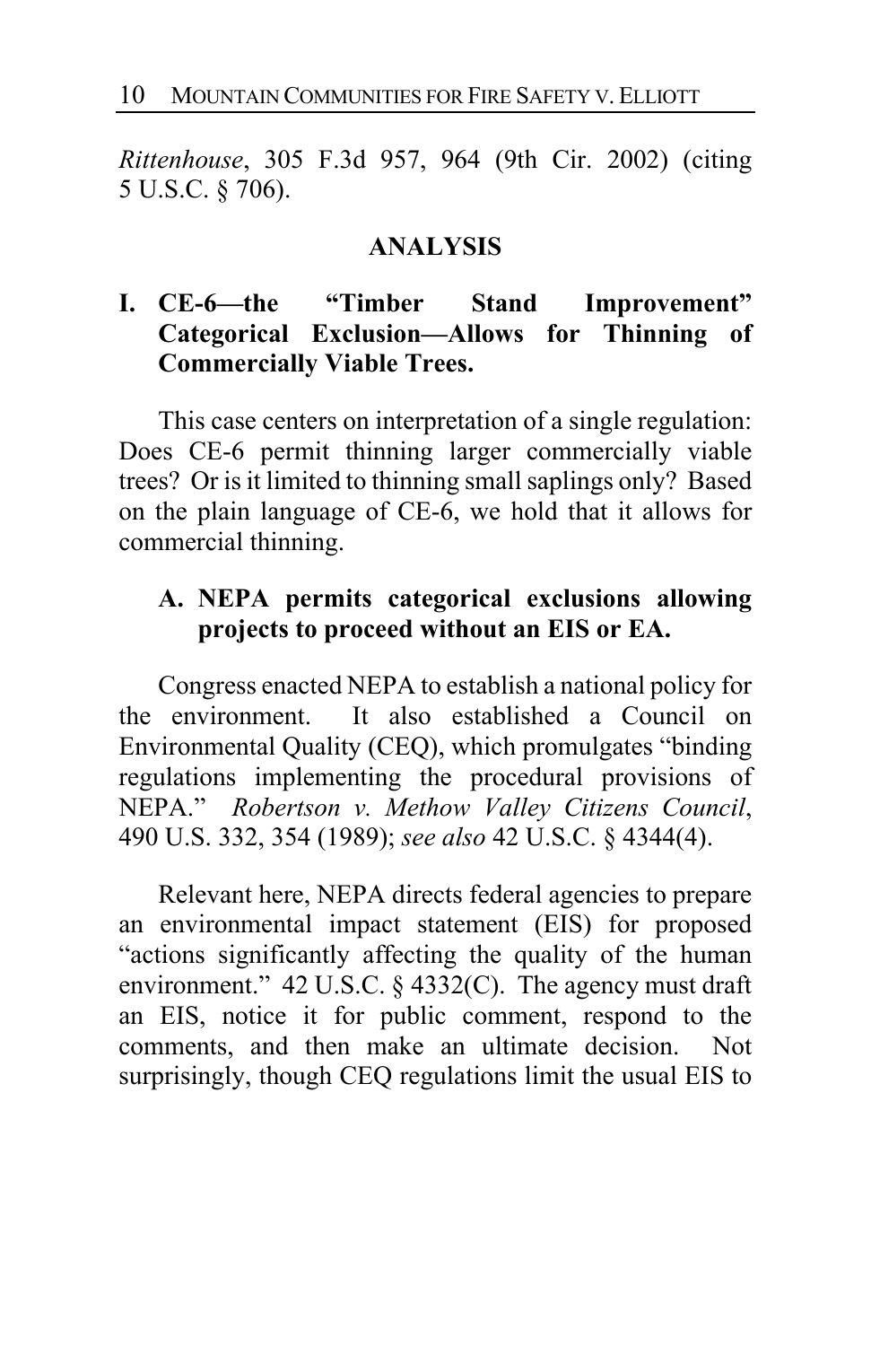*Rittenhouse*, 305 F.3d 957, 964 (9th Cir. 2002) (citing 5 U.S.C. § 706).

## ANALYSIS

### I. CE-6—the "Timber Stand Improvement" Categorical Exclusion—Allows for Thinning of Commercially Viable Trees.

This case centers on interpretation of a single regulation: Does CE-6 permit thinning larger commercially viable trees? Or is it limited to thinning small saplings only? Based on the plain language of CE-6, we hold that it allows for commercial thinning.

#### A. NEPA permits categorical exclusions allowing projects to proceed without an EIS or EA.

Congress enacted NEPA to establish a national policy for the environment. It also established a Council on Environmental Quality (CEQ), which promulgates "binding regulations implementing the procedural provisions of NEPA." *Robertson v. Methow Valley Citizens Council*, 490 U.S. 332, 354 (1989); *see also* 42 U.S.C. § 4344(4).

Relevant here, NEPA directs federal agencies to prepare an environmental impact statement (EIS) for proposed "actions significantly affecting the quality of the human environment." 42 U.S.C. § 4332(C). The agency must draft an EIS, notice it for public comment, respond to the comments, and then make an ultimate decision. Not surprisingly, though CEQ regulations limit the usual EIS to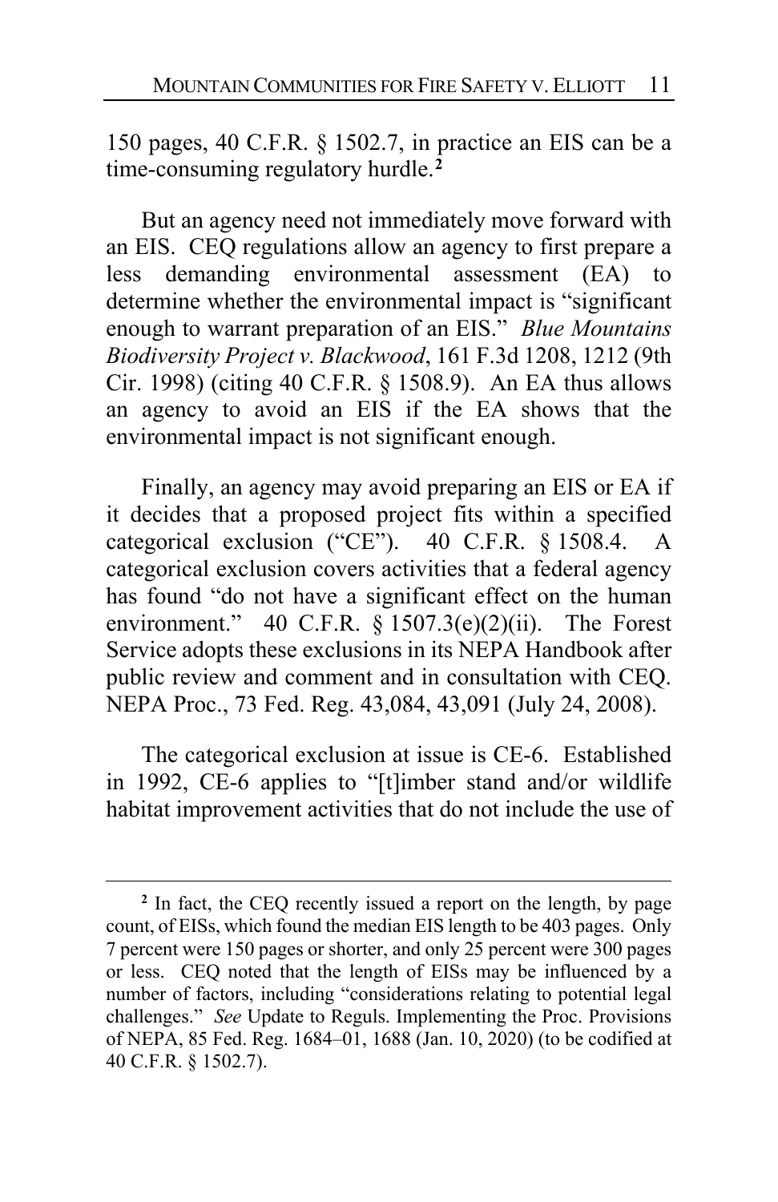150 pages, 40 C.F.R. § 1502.7, in practice an EIS can be a time-consuming regulatory hurdle.[2]

But an agency need not immediately move forward with an EIS. CEQ regulations allow an agency to first prepare a less demanding environmental assessment (EA) to determine whether the environmental impact is "significant enough to warrant preparation of an EIS." *Blue Mountains Biodiversity Project v. Blackwood*, 161 F.3d 1208, 1212 (9th Cir. 1998) (citing 40 C.F.R. § 1508.9). An EA thus allows an agency to avoid an EIS if the EA shows that the environmental impact is not significant enough.

Finally, an agency may avoid preparing an EIS or EA if it decides that a proposed project fits within a specified categorical exclusion ("CE"). 40 C.F.R. § 1508.4. A categorical exclusion covers activities that a federal agency has found "do not have a significant effect on the human environment." 40 C.F.R. § 1507.3(e)(2)(ii). The Forest Service adopts these exclusions in its NEPA Handbook after public review and comment and in consultation with CEQ. NEPA Proc., 73 Fed. Reg. 43,084, 43,091 (July 24, 2008).

The categorical exclusion at issue is CE-6. Established in 1992, CE-6 applies to "[t]imber stand and/or wildlife habitat improvement activities that do not include the use of

---

[2] In fact, the CEQ recently issued a report on the length, by page count, of EISs, which found the median EIS length to be 403 pages. Only 7 percent were 150 pages or shorter, and only 25 percent were 300 pages or less. CEQ noted that the length of EISs may be influenced by a number of factors, including "considerations relating to potential legal challenges." *See* Update to Reguls. Implementing the Proc. Provisions of NEPA, 85 Fed. Reg. 1684–01, 1688 (Jan. 10, 2020) (to be codified at 40 C.F.R. § 1502.7).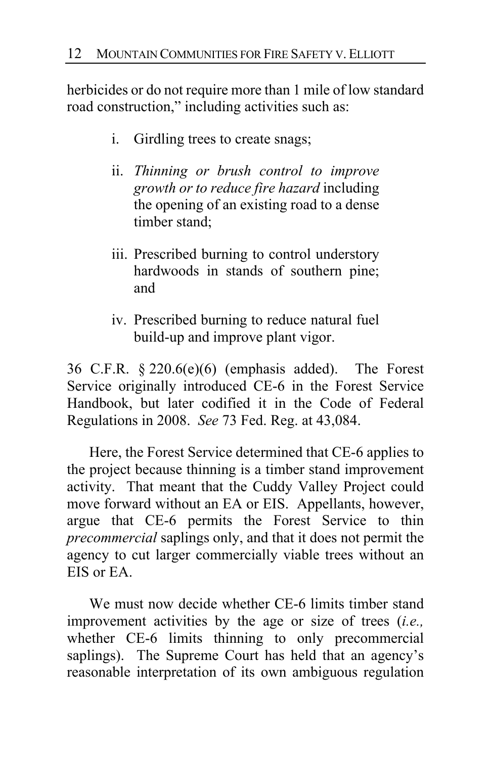herbicides or do not require more than 1 mile of low standard road construction," including activities such as:

> i. Girdling trees to create snags;
>
> ii. *Thinning or brush control to improve growth or to reduce fire hazard* including the opening of an existing road to a dense timber stand;
>
> iii. Prescribed burning to control understory hardwoods in stands of southern pine; and
>
> iv. Prescribed burning to reduce natural fuel build-up and improve plant vigor.

36 C.F.R. § 220.6(e)(6) (emphasis added). The Forest Service originally introduced CE-6 in the Forest Service Handbook, but later codified it in the Code of Federal Regulations in 2008. *See* 73 Fed. Reg. at 43,084.

Here, the Forest Service determined that CE-6 applies to the project because thinning is a timber stand improvement activity. That meant that the Cuddy Valley Project could move forward without an EA or EIS. Appellants, however, argue that CE-6 permits the Forest Service to thin *precommercial* saplings only, and that it does not permit the agency to cut larger commercially viable trees without an EIS or EA.

We must now decide whether CE-6 limits timber stand improvement activities by the age or size of trees (*i.e.,* whether CE-6 limits thinning to only precommercial saplings). The Supreme Court has held that an agency's reasonable interpretation of its own ambiguous regulation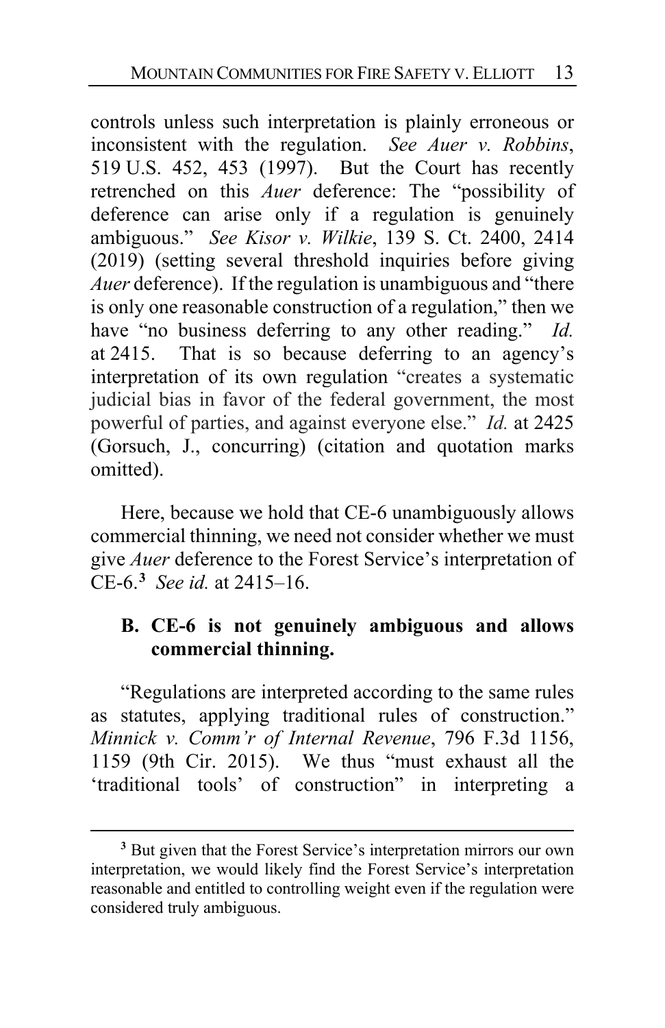controls unless such interpretation is plainly erroneous or inconsistent with the regulation. *See Auer v. Robbins*, 519 U.S. 452, 453 (1997). But the Court has recently retrenched on this *Auer* deference: The "possibility of deference can arise only if a regulation is genuinely ambiguous." *See Kisor v. Wilkie*, 139 S. Ct. 2400, 2414 (2019) (setting several threshold inquiries before giving *Auer* deference). If the regulation is unambiguous and "there is only one reasonable construction of a regulation," then we have "no business deferring to any other reading." *Id.* at 2415. That is so because deferring to an agency's interpretation of its own regulation "creates a systematic judicial bias in favor of the federal government, the most powerful of parties, and against everyone else." *Id.* at 2425 (Gorsuch, J., concurring) (citation and quotation marks omitted).

Here, because we hold that CE-6 unambiguously allows commercial thinning, we need not consider whether we must give *Auer* deference to the Forest Service's interpretation of CE-6.[3] *See id.* at 2415–16.

### B. CE-6 is not genuinely ambiguous and allows commercial thinning.

"Regulations are interpreted according to the same rules as statutes, applying traditional rules of construction." *Minnick v. Comm'r of Internal Revenue*, 796 F.3d 1156, 1159 (9th Cir. 2015). We thus "must exhaust all the 'traditional tools' of construction" in interpreting a

---

[3] But given that the Forest Service's interpretation mirrors our own interpretation, we would likely find the Forest Service's interpretation reasonable and entitled to controlling weight even if the regulation were considered truly ambiguous.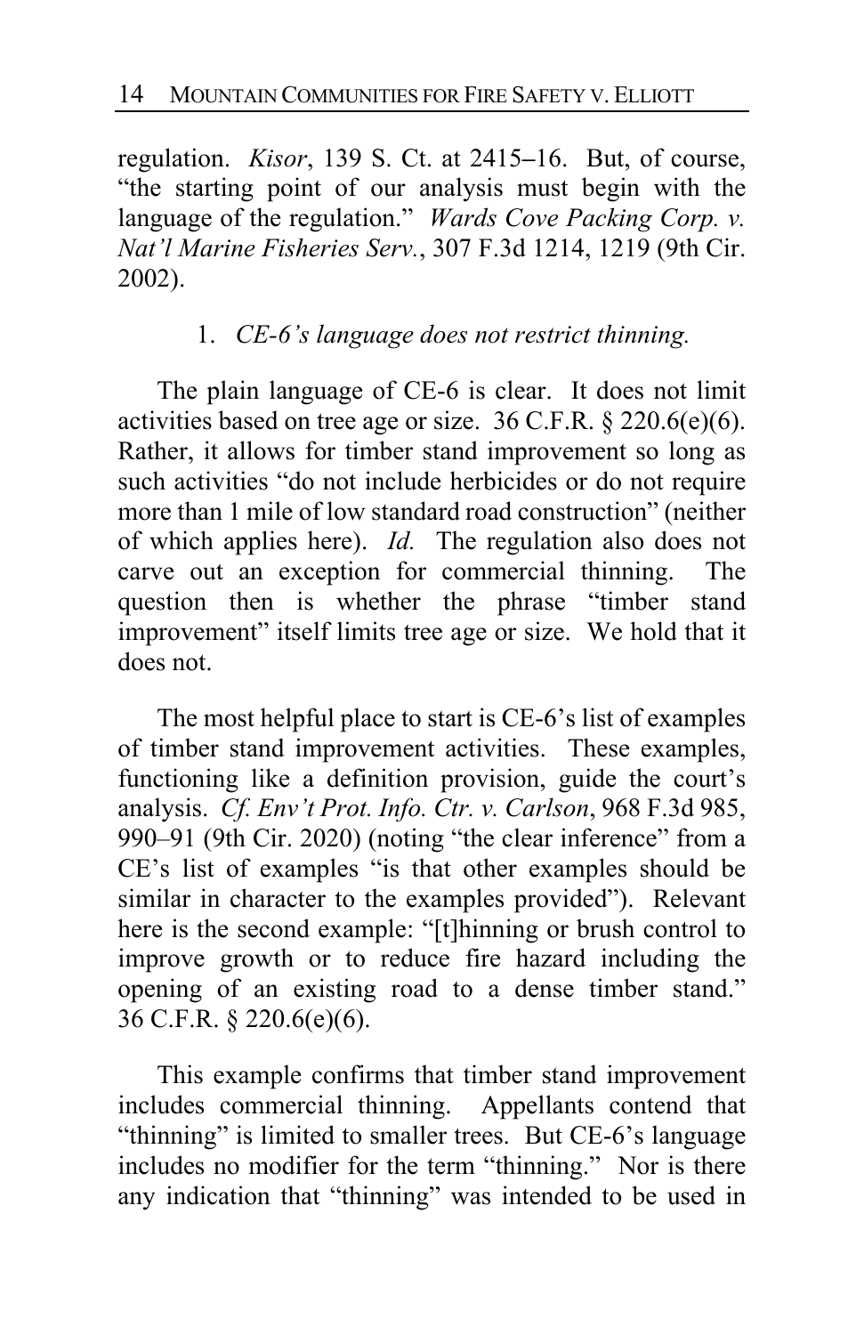regulation. *Kisor*, 139 S. Ct. at 2415–16. But, of course, "the starting point of our analysis must begin with the language of the regulation." *Wards Cove Packing Corp. v. Nat'l Marine Fisheries Serv.*, 307 F.3d 1214, 1219 (9th Cir. 2002).

### 1. *CE-6's language does not restrict thinning.*

The plain language of CE-6 is clear. It does not limit activities based on tree age or size. 36 C.F.R. § 220.6(e)(6). Rather, it allows for timber stand improvement so long as such activities "do not include herbicides or do not require more than 1 mile of low standard road construction" (neither of which applies here). *Id.* The regulation also does not carve out an exception for commercial thinning. The question then is whether the phrase "timber stand improvement" itself limits tree age or size. We hold that it does not.

The most helpful place to start is CE-6's list of examples of timber stand improvement activities. These examples, functioning like a definition provision, guide the court's analysis. *Cf. Env't Prot. Info. Ctr. v. Carlson*, 968 F.3d 985, 990–91 (9th Cir. 2020) (noting "the clear inference" from a CE's list of examples "is that other examples should be similar in character to the examples provided"). Relevant here is the second example: "[t]hinning or brush control to improve growth or to reduce fire hazard including the opening of an existing road to a dense timber stand." 36 C.F.R. § 220.6(e)(6).

This example confirms that timber stand improvement includes commercial thinning. Appellants contend that "thinning" is limited to smaller trees. But CE-6's language includes no modifier for the term "thinning." Nor is there any indication that "thinning" was intended to be used in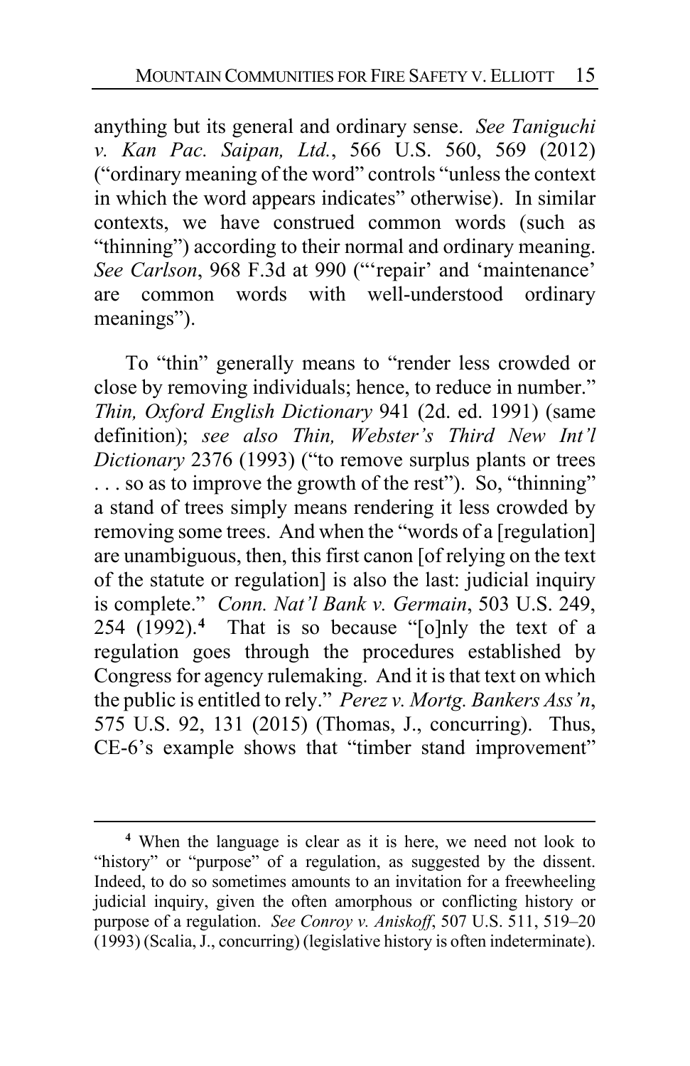anything but its general and ordinary sense. *See Taniguchi v. Kan Pac. Saipan, Ltd.*, 566 U.S. 560, 569 (2012) ("ordinary meaning of the word" controls "unless the context in which the word appears indicates" otherwise). In similar contexts, we have construed common words (such as "thinning") according to their normal and ordinary meaning. *See Carlson*, 968 F.3d at 990 ("'repair' and 'maintenance' are common words with well-understood ordinary meanings").

To "thin" generally means to "render less crowded or close by removing individuals; hence, to reduce in number." *Thin, Oxford English Dictionary* 941 (2d. ed. 1991) (same definition); *see also Thin, Webster's Third New Int'l Dictionary* 2376 (1993) ("to remove surplus plants or trees . . . so as to improve the growth of the rest"). So, "thinning" a stand of trees simply means rendering it less crowded by removing some trees. And when the "words of a [regulation] are unambiguous, then, this first canon [of relying on the text of the statute or regulation] is also the last: judicial inquiry is complete." *Conn. Nat'l Bank v. Germain*, 503 U.S. 249, 254 (1992).[4] That is so because "[o]nly the text of a regulation goes through the procedures established by Congress for agency rulemaking. And it is that text on which the public is entitled to rely." *Perez v. Mortg. Bankers Ass'n*, 575 U.S. 92, 131 (2015) (Thomas, J., concurring). Thus, CE-6's example shows that "timber stand improvement"

---

[4] When the language is clear as it is here, we need not look to "history" or "purpose" of a regulation, as suggested by the dissent. Indeed, to do so sometimes amounts to an invitation for a freewheeling judicial inquiry, given the often amorphous or conflicting history or purpose of a regulation. *See Conroy v. Aniskoff*, 507 U.S. 511, 519–20 (1993) (Scalia, J., concurring) (legislative history is often indeterminate).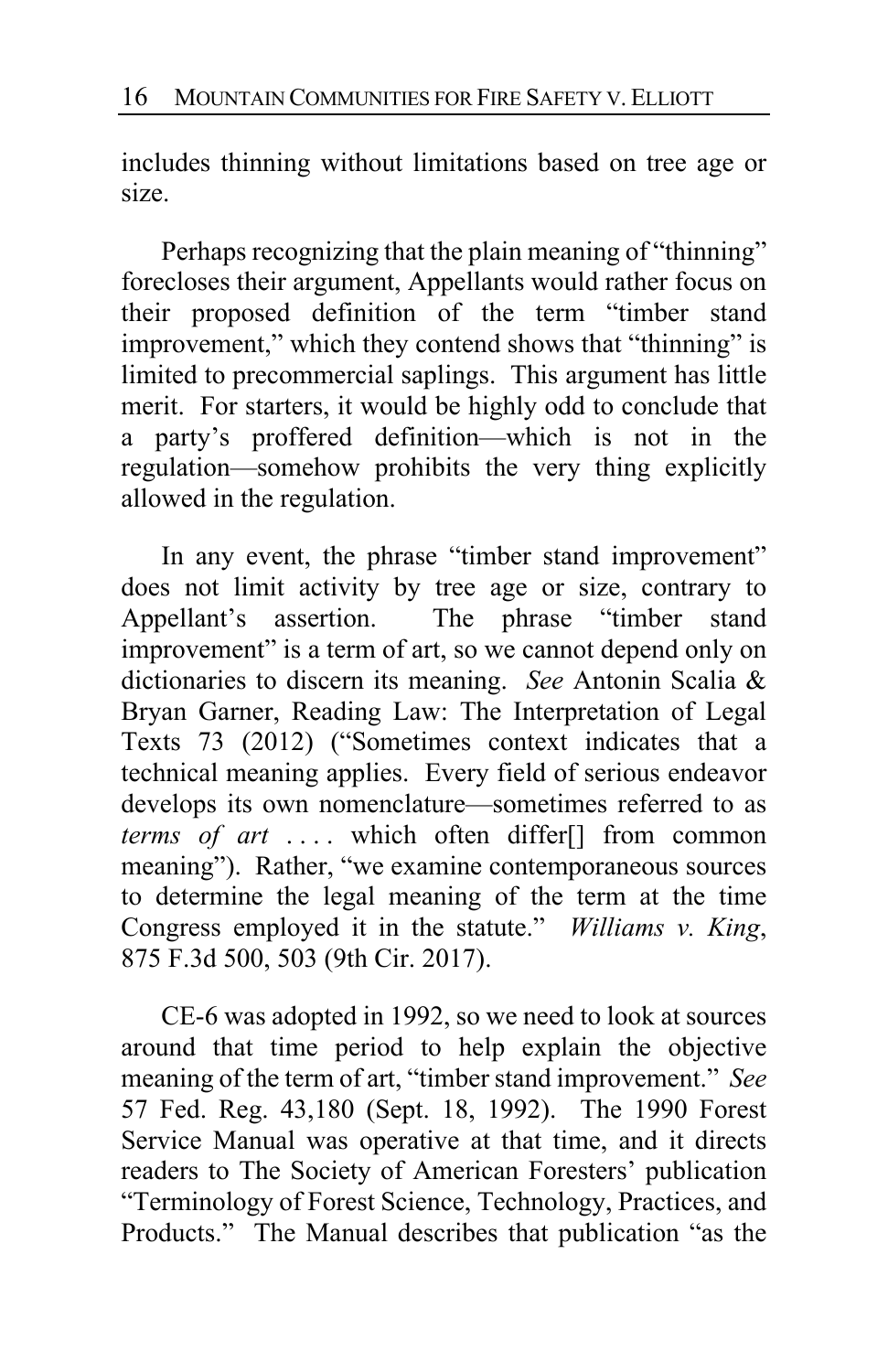includes thinning without limitations based on tree age or size.

Perhaps recognizing that the plain meaning of "thinning" forecloses their argument, Appellants would rather focus on their proposed definition of the term "timber stand improvement," which they contend shows that "thinning" is limited to precommercial saplings. This argument has little merit. For starters, it would be highly odd to conclude that a party's proffered definition—which is not in the regulation—somehow prohibits the very thing explicitly allowed in the regulation.

In any event, the phrase "timber stand improvement" does not limit activity by tree age or size, contrary to Appellant's assertion. The phrase "timber stand improvement" is a term of art, so we cannot depend only on dictionaries to discern its meaning. *See* Antonin Scalia & Bryan Garner, Reading Law: The Interpretation of Legal Texts 73 (2012) ("Sometimes context indicates that a technical meaning applies. Every field of serious endeavor develops its own nomenclature—sometimes referred to as *terms of art* . . . . which often differ[] from common meaning"). Rather, "we examine contemporaneous sources to determine the legal meaning of the term at the time Congress employed it in the statute." *Williams v. King*, 875 F.3d 500, 503 (9th Cir. 2017).

CE-6 was adopted in 1992, so we need to look at sources around that time period to help explain the objective meaning of the term of art, "timber stand improvement." *See* 57 Fed. Reg. 43,180 (Sept. 18, 1992). The 1990 Forest Service Manual was operative at that time, and it directs readers to The Society of American Foresters' publication "Terminology of Forest Science, Technology, Practices, and Products." The Manual describes that publication "as the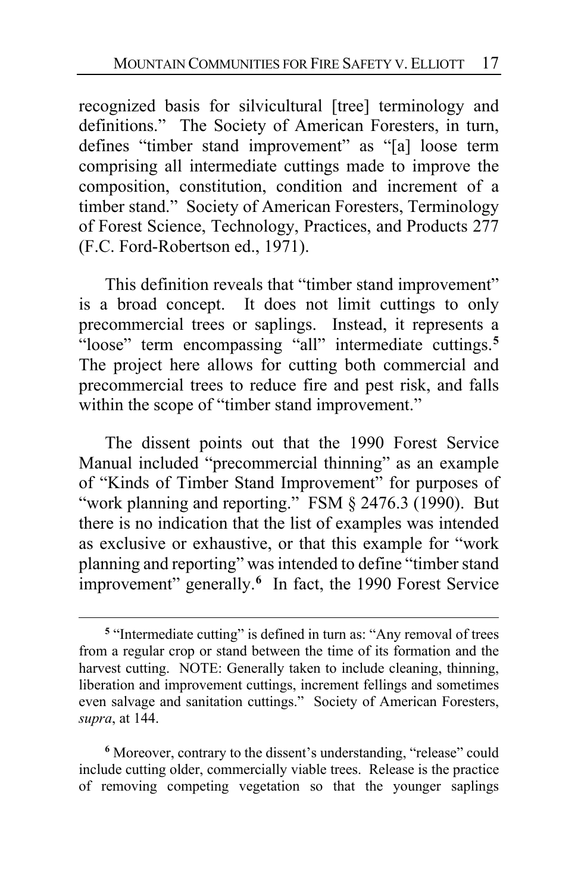recognized basis for silvicultural [tree] terminology and definitions." The Society of American Foresters, in turn, defines "timber stand improvement" as "[a] loose term comprising all intermediate cuttings made to improve the composition, constitution, condition and increment of a timber stand." Society of American Foresters, Terminology of Forest Science, Technology, Practices, and Products 277 (F.C. Ford-Robertson ed., 1971).

This definition reveals that "timber stand improvement" is a broad concept. It does not limit cuttings to only precommercial trees or saplings. Instead, it represents a "loose" term encompassing "all" intermediate cuttings.[5] The project here allows for cutting both commercial and precommercial trees to reduce fire and pest risk, and falls within the scope of "timber stand improvement."

The dissent points out that the 1990 Forest Service Manual included "precommercial thinning" as an example of "Kinds of Timber Stand Improvement" for purposes of "work planning and reporting." FSM § 2476.3 (1990). But there is no indication that the list of examples was intended as exclusive or exhaustive, or that this example for "work planning and reporting" was intended to define "timber stand improvement" generally.[6] In fact, the 1990 Forest Service

---

[5] "Intermediate cutting" is defined in turn as: "Any removal of trees from a regular crop or stand between the time of its formation and the harvest cutting. NOTE: Generally taken to include cleaning, thinning, liberation and improvement cuttings, increment fellings and sometimes even salvage and sanitation cuttings." Society of American Foresters, *supra*, at 144.

[6] Moreover, contrary to the dissent's understanding, "release" could include cutting older, commercially viable trees. Release is the practice of removing competing vegetation so that the younger saplings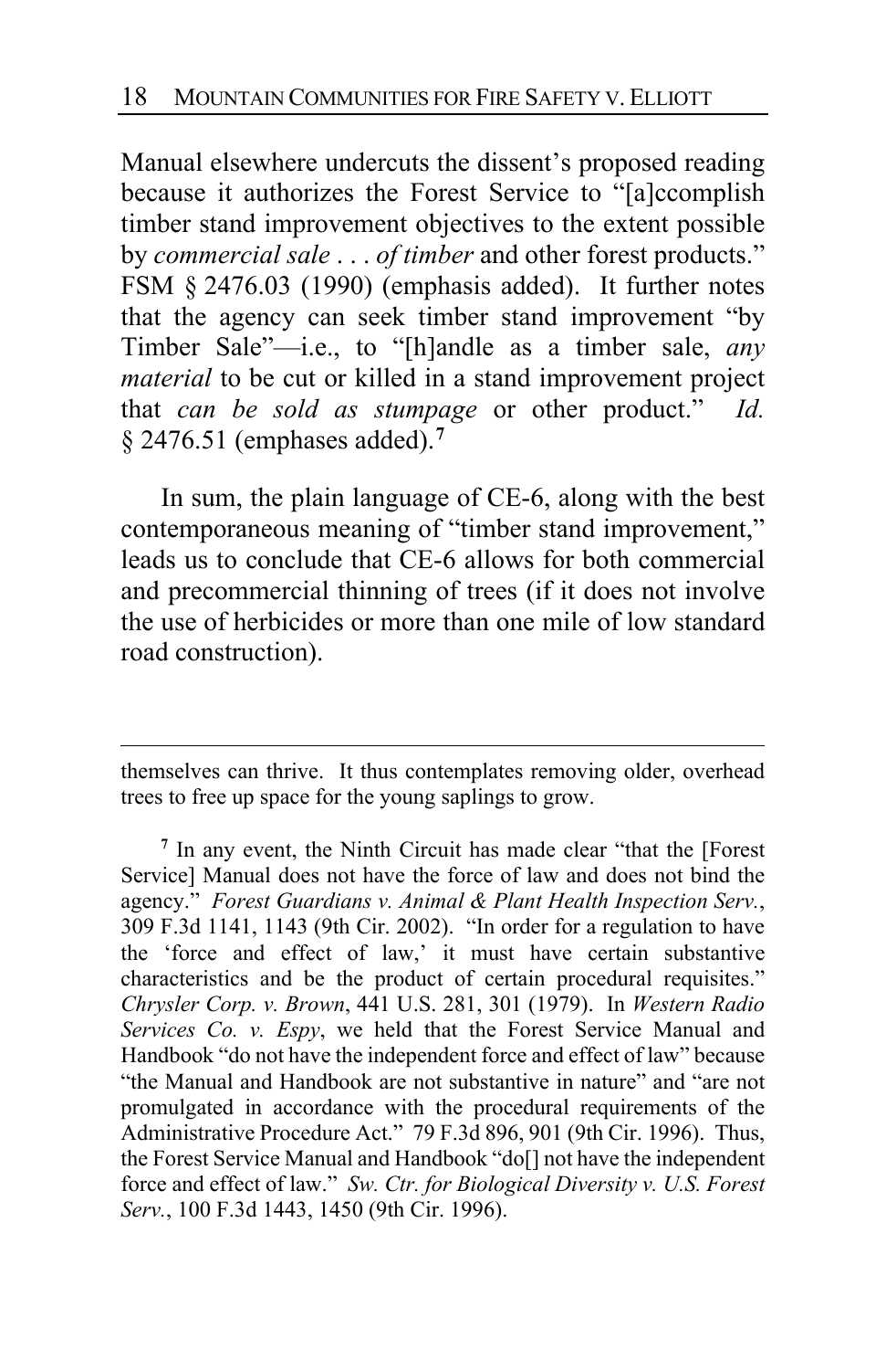Manual elsewhere undercuts the dissent's proposed reading because it authorizes the Forest Service to "[a]ccomplish timber stand improvement objectives to the extent possible by *commercial sale . . . of timber* and other forest products." FSM § 2476.03 (1990) (emphasis added). It further notes that the agency can seek timber stand improvement "by Timber Sale"—i.e., to "[h]andle as a timber sale, *any material* to be cut or killed in a stand improvement project that *can be sold as stumpage* or other product." *Id.* § 2476.51 (emphases added).[7]

In sum, the plain language of CE-6, along with the best contemporaneous meaning of "timber stand improvement," leads us to conclude that CE-6 allows for both commercial and precommercial thinning of trees (if it does not involve the use of herbicides or more than one mile of low standard road construction).

---

themselves can thrive. It thus contemplates removing older, overhead trees to free up space for the young saplings to grow.

[7] In any event, the Ninth Circuit has made clear "that the [Forest Service] Manual does not have the force of law and does not bind the agency." *Forest Guardians v. Animal & Plant Health Inspection Serv.*, 309 F.3d 1141, 1143 (9th Cir. 2002). "In order for a regulation to have the 'force and effect of law,' it must have certain substantive characteristics and be the product of certain procedural requisites." *Chrysler Corp. v. Brown*, 441 U.S. 281, 301 (1979). In *Western Radio Services Co. v. Espy*, we held that the Forest Service Manual and Handbook "do not have the independent force and effect of law" because "the Manual and Handbook are not substantive in nature" and "are not promulgated in accordance with the procedural requirements of the Administrative Procedure Act." 79 F.3d 896, 901 (9th Cir. 1996). Thus, the Forest Service Manual and Handbook "do[] not have the independent force and effect of law." *Sw. Ctr. for Biological Diversity v. U.S. Forest Serv.*, 100 F.3d 1443, 1450 (9th Cir. 1996).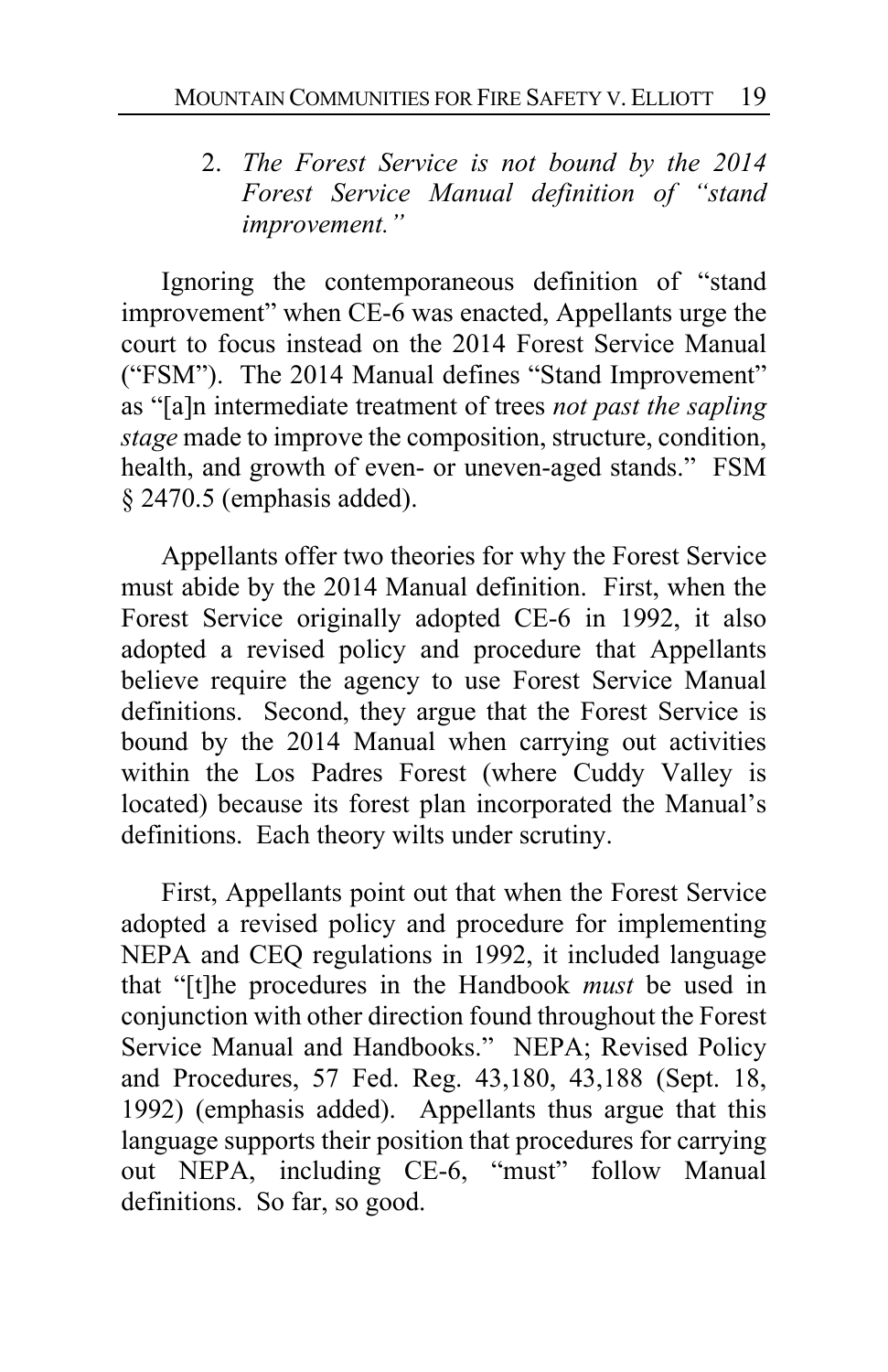2. *The Forest Service is not bound by the 2014 Forest Service Manual definition of "stand improvement."*

Ignoring the contemporaneous definition of "stand improvement" when CE-6 was enacted, Appellants urge the court to focus instead on the 2014 Forest Service Manual ("FSM"). The 2014 Manual defines "Stand Improvement" as "[a]n intermediate treatment of trees *not past the sapling stage* made to improve the composition, structure, condition, health, and growth of even- or uneven-aged stands." FSM § 2470.5 (emphasis added).

Appellants offer two theories for why the Forest Service must abide by the 2014 Manual definition. First, when the Forest Service originally adopted CE-6 in 1992, it also adopted a revised policy and procedure that Appellants believe require the agency to use Forest Service Manual definitions. Second, they argue that the Forest Service is bound by the 2014 Manual when carrying out activities within the Los Padres Forest (where Cuddy Valley is located) because its forest plan incorporated the Manual's definitions. Each theory wilts under scrutiny.

First, Appellants point out that when the Forest Service adopted a revised policy and procedure for implementing NEPA and CEQ regulations in 1992, it included language that "[t]he procedures in the Handbook *must* be used in conjunction with other direction found throughout the Forest Service Manual and Handbooks." NEPA; Revised Policy and Procedures, 57 Fed. Reg. 43,180, 43,188 (Sept. 18, 1992) (emphasis added). Appellants thus argue that this language supports their position that procedures for carrying out NEPA, including CE-6, "must" follow Manual definitions. So far, so good.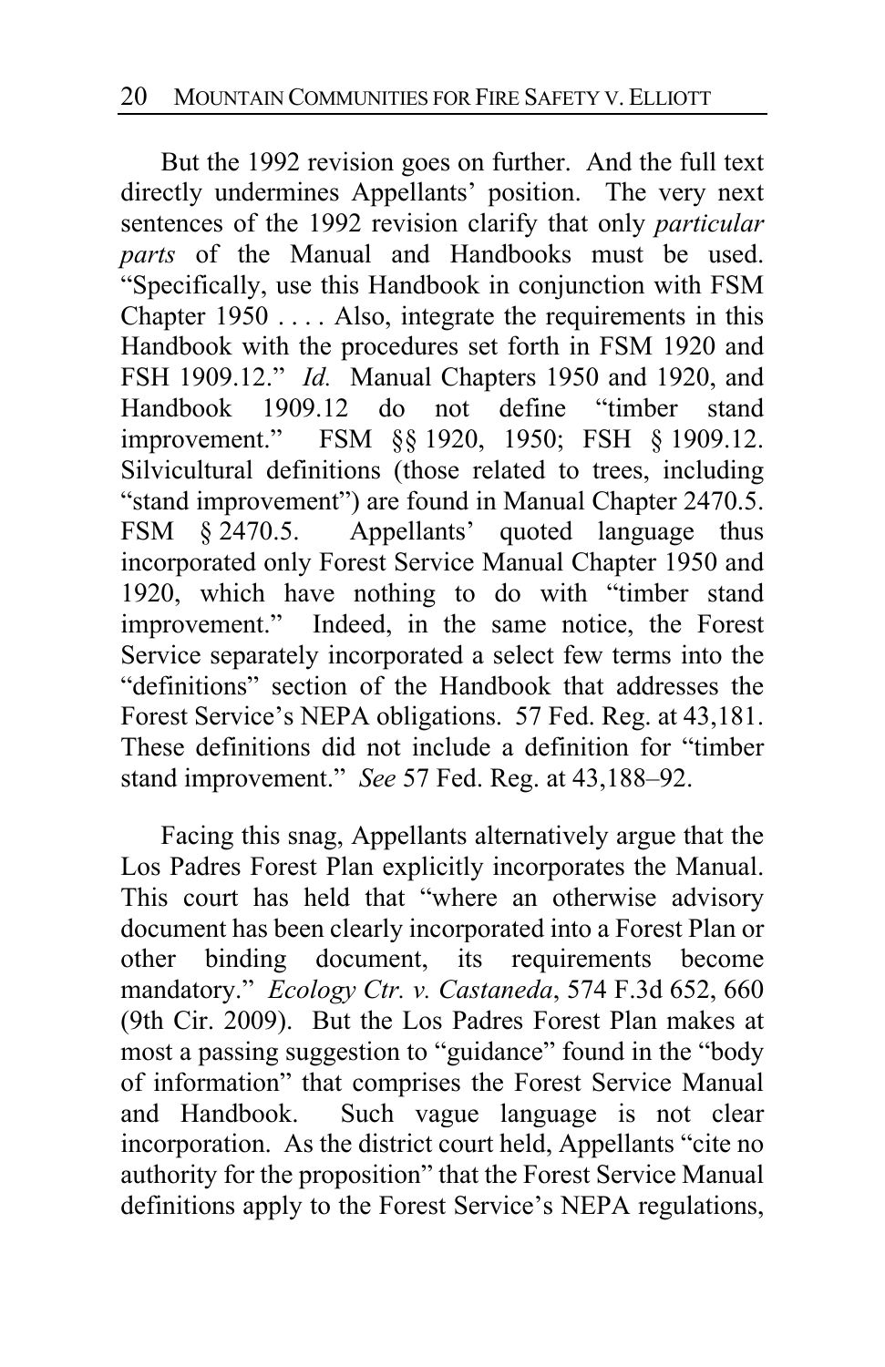But the 1992 revision goes on further. And the full text directly undermines Appellants' position. The very next sentences of the 1992 revision clarify that only *particular parts* of the Manual and Handbooks must be used. "Specifically, use this Handbook in conjunction with FSM Chapter 1950 . . . . Also, integrate the requirements in this Handbook with the procedures set forth in FSM 1920 and FSH 1909.12." *Id.* Manual Chapters 1950 and 1920, and Handbook 1909.12 do not define "timber stand improvement." FSM §§ 1920, 1950; FSH § 1909.12. Silvicultural definitions (those related to trees, including "stand improvement") are found in Manual Chapter 2470.5. FSM § 2470.5. Appellants' quoted language thus incorporated only Forest Service Manual Chapter 1950 and 1920, which have nothing to do with "timber stand improvement." Indeed, in the same notice, the Forest Service separately incorporated a select few terms into the "definitions" section of the Handbook that addresses the Forest Service's NEPA obligations. 57 Fed. Reg. at 43,181. These definitions did not include a definition for "timber stand improvement." *See* 57 Fed. Reg. at 43,188–92.

Facing this snag, Appellants alternatively argue that the Los Padres Forest Plan explicitly incorporates the Manual. This court has held that "where an otherwise advisory document has been clearly incorporated into a Forest Plan or other binding document, its requirements become mandatory." *Ecology Ctr. v. Castaneda*, 574 F.3d 652, 660 (9th Cir. 2009). But the Los Padres Forest Plan makes at most a passing suggestion to "guidance" found in the "body of information" that comprises the Forest Service Manual and Handbook. Such vague language is not clear incorporation. As the district court held, Appellants "cite no authority for the proposition" that the Forest Service Manual definitions apply to the Forest Service's NEPA regulations,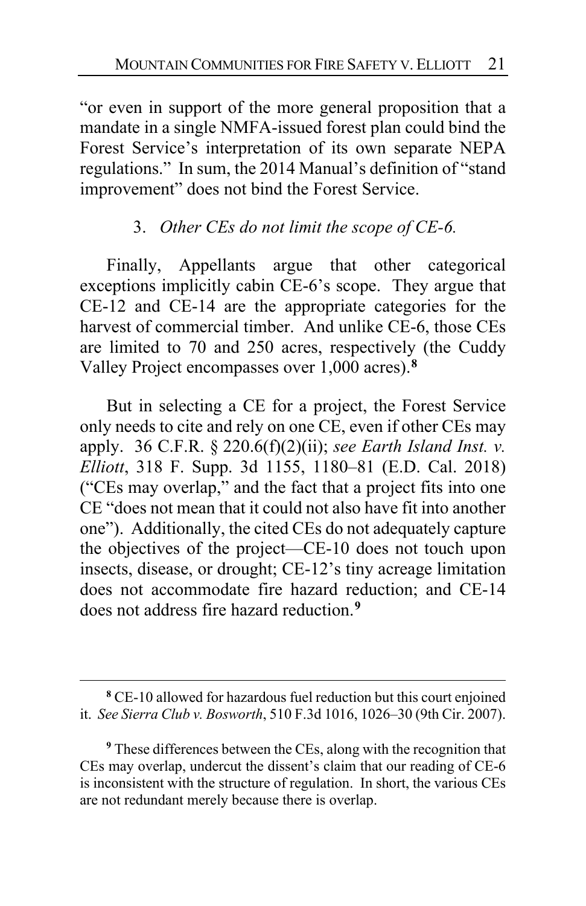"or even in support of the more general proposition that a mandate in a single NMFA-issued forest plan could bind the Forest Service's interpretation of its own separate NEPA regulations." In sum, the 2014 Manual's definition of "stand improvement" does not bind the Forest Service.

### 3. *Other CEs do not limit the scope of CE-6.*

Finally, Appellants argue that other categorical exceptions implicitly cabin CE-6's scope. They argue that CE-12 and CE-14 are the appropriate categories for the harvest of commercial timber. And unlike CE-6, those CEs are limited to 70 and 250 acres, respectively (the Cuddy Valley Project encompasses over 1,000 acres).[8]

But in selecting a CE for a project, the Forest Service only needs to cite and rely on one CE, even if other CEs may apply. 36 C.F.R. § 220.6(f)(2)(ii); *see Earth Island Inst. v. Elliott*, 318 F. Supp. 3d 1155, 1180–81 (E.D. Cal. 2018) ("CEs may overlap," and the fact that a project fits into one CE "does not mean that it could not also have fit into another one"). Additionally, the cited CEs do not adequately capture the objectives of the project—CE-10 does not touch upon insects, disease, or drought; CE-12's tiny acreage limitation does not accommodate fire hazard reduction; and CE-14 does not address fire hazard reduction.[9]

---

[8] CE-10 allowed for hazardous fuel reduction but this court enjoined it. *See Sierra Club v. Bosworth*, 510 F.3d 1016, 1026–30 (9th Cir. 2007).

[9] These differences between the CEs, along with the recognition that CEs may overlap, undercut the dissent's claim that our reading of CE-6 is inconsistent with the structure of regulation. In short, the various CEs are not redundant merely because there is overlap.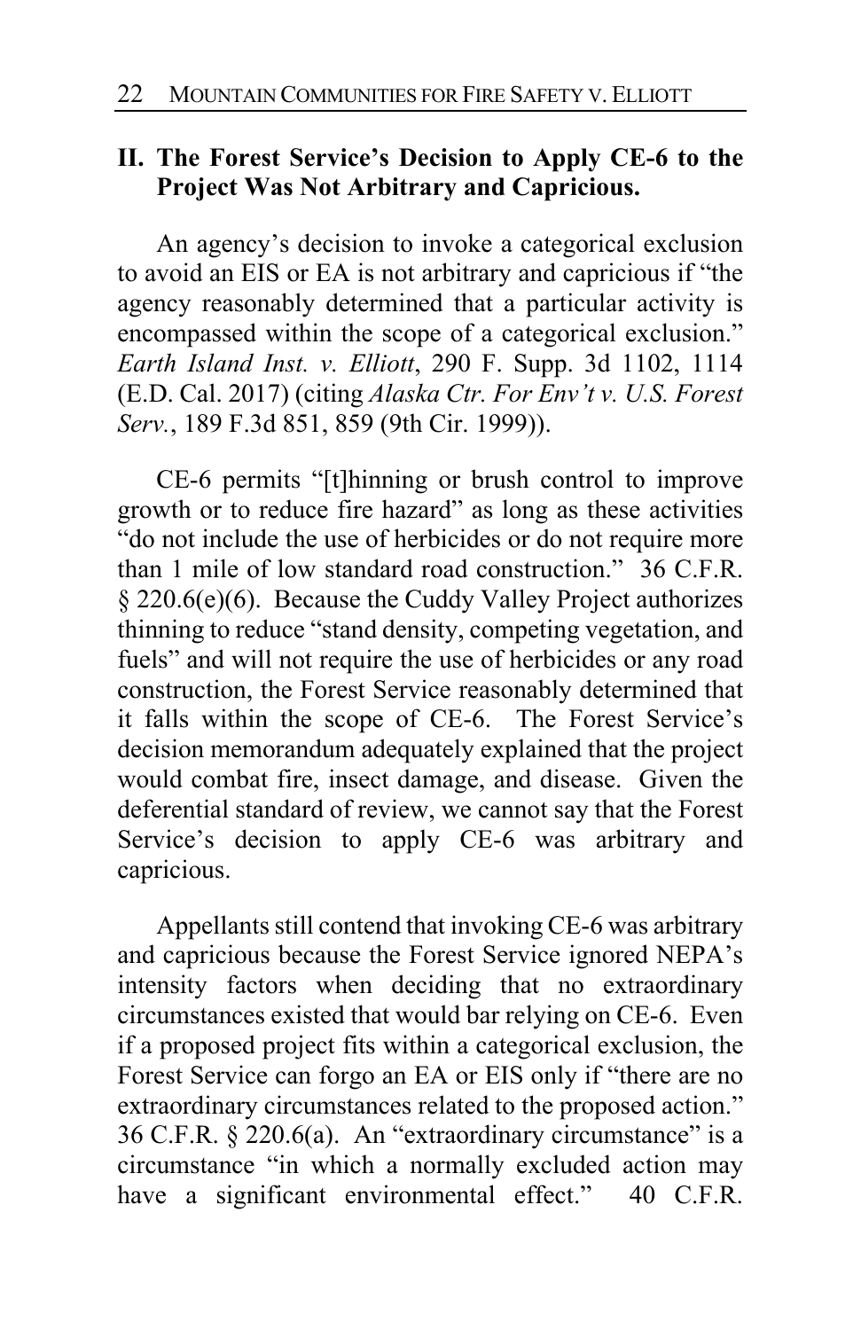## II. The Forest Service's Decision to Apply CE-6 to the Project Was Not Arbitrary and Capricious.

An agency's decision to invoke a categorical exclusion to avoid an EIS or EA is not arbitrary and capricious if "the agency reasonably determined that a particular activity is encompassed within the scope of a categorical exclusion." *Earth Island Inst. v. Elliott*, 290 F. Supp. 3d 1102, 1114 (E.D. Cal. 2017) (citing *Alaska Ctr. For Env't v. U.S. Forest Serv.*, 189 F.3d 851, 859 (9th Cir. 1999)).

CE-6 permits "[t]hinning or brush control to improve growth or to reduce fire hazard" as long as these activities "do not include the use of herbicides or do not require more than 1 mile of low standard road construction." 36 C.F.R. § 220.6(e)(6). Because the Cuddy Valley Project authorizes thinning to reduce "stand density, competing vegetation, and fuels" and will not require the use of herbicides or any road construction, the Forest Service reasonably determined that it falls within the scope of CE-6. The Forest Service's decision memorandum adequately explained that the project would combat fire, insect damage, and disease. Given the deferential standard of review, we cannot say that the Forest Service's decision to apply CE-6 was arbitrary and capricious.

Appellants still contend that invoking CE-6 was arbitrary and capricious because the Forest Service ignored NEPA's intensity factors when deciding that no extraordinary circumstances existed that would bar relying on CE-6. Even if a proposed project fits within a categorical exclusion, the Forest Service can forgo an EA or EIS only if "there are no extraordinary circumstances related to the proposed action." 36 C.F.R. § 220.6(a). An "extraordinary circumstance" is a circumstance "in which a normally excluded action may have a significant environmental effect." 40 C.F.R.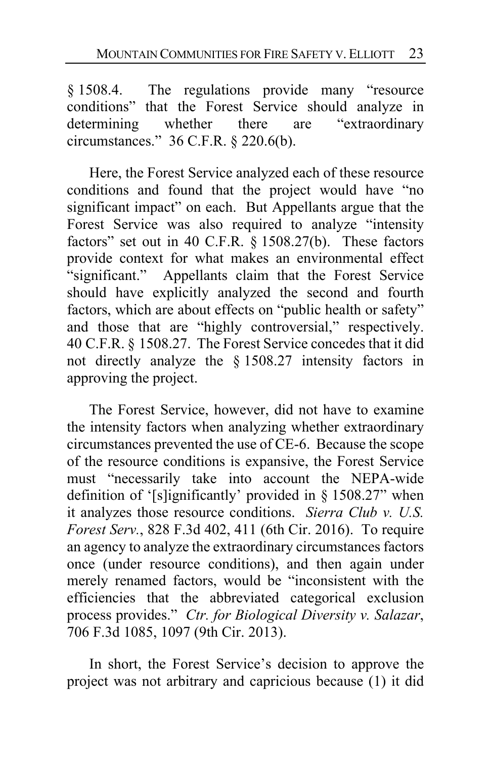§ 1508.4. The regulations provide many "resource conditions" that the Forest Service should analyze in determining whether there are "extraordinary circumstances." 36 C.F.R. § 220.6(b).

Here, the Forest Service analyzed each of these resource conditions and found that the project would have "no significant impact" on each. But Appellants argue that the Forest Service was also required to analyze "intensity factors" set out in 40 C.F.R. § 1508.27(b). These factors provide context for what makes an environmental effect "significant." Appellants claim that the Forest Service should have explicitly analyzed the second and fourth factors, which are about effects on "public health or safety" and those that are "highly controversial," respectively. 40 C.F.R. § 1508.27. The Forest Service concedes that it did not directly analyze the § 1508.27 intensity factors in approving the project.

The Forest Service, however, did not have to examine the intensity factors when analyzing whether extraordinary circumstances prevented the use of CE-6. Because the scope of the resource conditions is expansive, the Forest Service must "necessarily take into account the NEPA-wide definition of '[s]ignificantly' provided in § 1508.27" when it analyzes those resource conditions. *Sierra Club v. U.S. Forest Serv.*, 828 F.3d 402, 411 (6th Cir. 2016). To require an agency to analyze the extraordinary circumstances factors once (under resource conditions), and then again under merely renamed factors, would be "inconsistent with the efficiencies that the abbreviated categorical exclusion process provides." *Ctr. for Biological Diversity v. Salazar*, 706 F.3d 1085, 1097 (9th Cir. 2013).

In short, the Forest Service's decision to approve the project was not arbitrary and capricious because (1) it did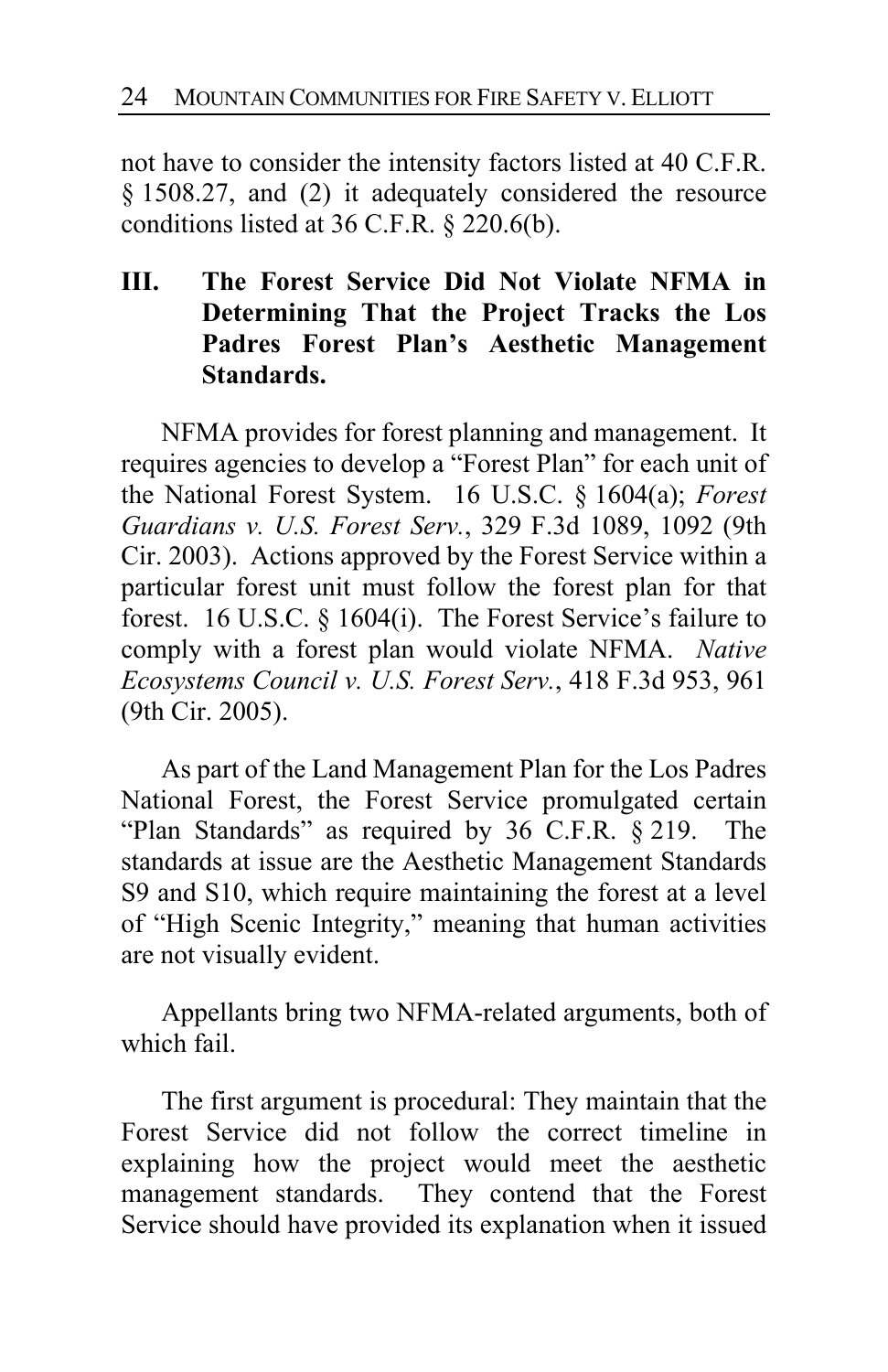not have to consider the intensity factors listed at 40 C.F.R. § 1508.27, and (2) it adequately considered the resource conditions listed at 36 C.F.R. § 220.6(b).

## III. The Forest Service Did Not Violate NFMA in Determining That the Project Tracks the Los Padres Forest Plan's Aesthetic Management Standards.

NFMA provides for forest planning and management. It requires agencies to develop a "Forest Plan" for each unit of the National Forest System. 16 U.S.C. § 1604(a); *Forest Guardians v. U.S. Forest Serv.*, 329 F.3d 1089, 1092 (9th Cir. 2003). Actions approved by the Forest Service within a particular forest unit must follow the forest plan for that forest. 16 U.S.C. § 1604(i). The Forest Service's failure to comply with a forest plan would violate NFMA. *Native Ecosystems Council v. U.S. Forest Serv.*, 418 F.3d 953, 961 (9th Cir. 2005).

As part of the Land Management Plan for the Los Padres National Forest, the Forest Service promulgated certain "Plan Standards" as required by 36 C.F.R. § 219. The standards at issue are the Aesthetic Management Standards S9 and S10, which require maintaining the forest at a level of "High Scenic Integrity," meaning that human activities are not visually evident.

Appellants bring two NFMA-related arguments, both of which fail.

The first argument is procedural: They maintain that the Forest Service did not follow the correct timeline in explaining how the project would meet the aesthetic management standards. They contend that the Forest Service should have provided its explanation when it issued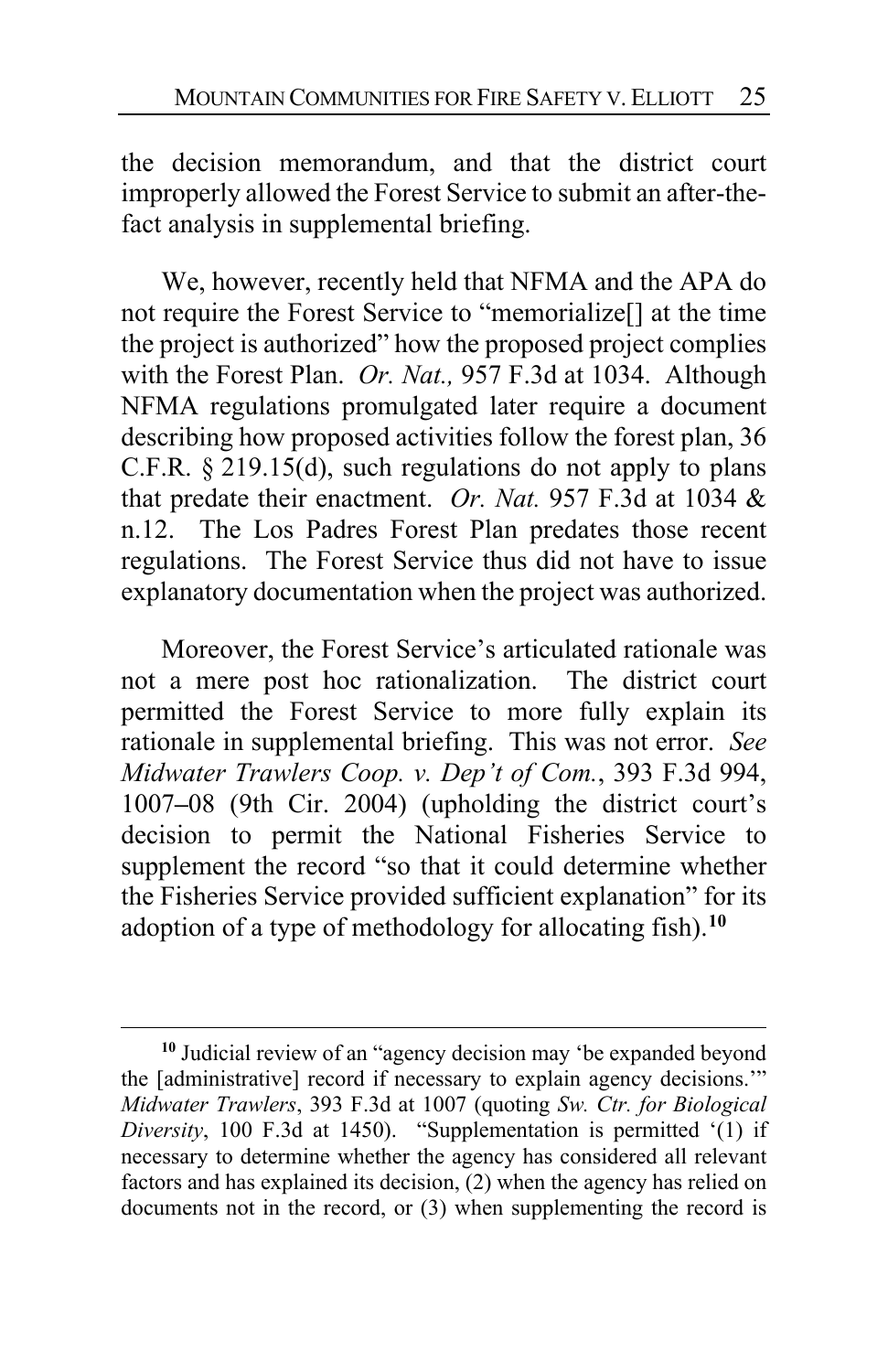the decision memorandum, and that the district court improperly allowed the Forest Service to submit an after-the-fact analysis in supplemental briefing.

We, however, recently held that NFMA and the APA do not require the Forest Service to "memorialize[] at the time the project is authorized" how the proposed project complies with the Forest Plan. *Or. Nat.,* 957 F.3d at 1034. Although NFMA regulations promulgated later require a document describing how proposed activities follow the forest plan, 36 C.F.R. § 219.15(d), such regulations do not apply to plans that predate their enactment. *Or. Nat.* 957 F.3d at 1034 & n.12. The Los Padres Forest Plan predates those recent regulations. The Forest Service thus did not have to issue explanatory documentation when the project was authorized.

Moreover, the Forest Service's articulated rationale was not a mere post hoc rationalization. The district court permitted the Forest Service to more fully explain its rationale in supplemental briefing. This was not error. *See Midwater Trawlers Coop. v. Dep't of Com.*, 393 F.3d 994, 1007–08 (9th Cir. 2004) (upholding the district court's decision to permit the National Fisheries Service to supplement the record "so that it could determine whether the Fisheries Service provided sufficient explanation" for its adoption of a type of methodology for allocating fish).[10]

---

[10] Judicial review of an "agency decision may 'be expanded beyond the [administrative] record if necessary to explain agency decisions.'" *Midwater Trawlers*, 393 F.3d at 1007 (quoting *Sw. Ctr. for Biological Diversity*, 100 F.3d at 1450). "Supplementation is permitted '(1) if necessary to determine whether the agency has considered all relevant factors and has explained its decision, (2) when the agency has relied on documents not in the record, or (3) when supplementing the record is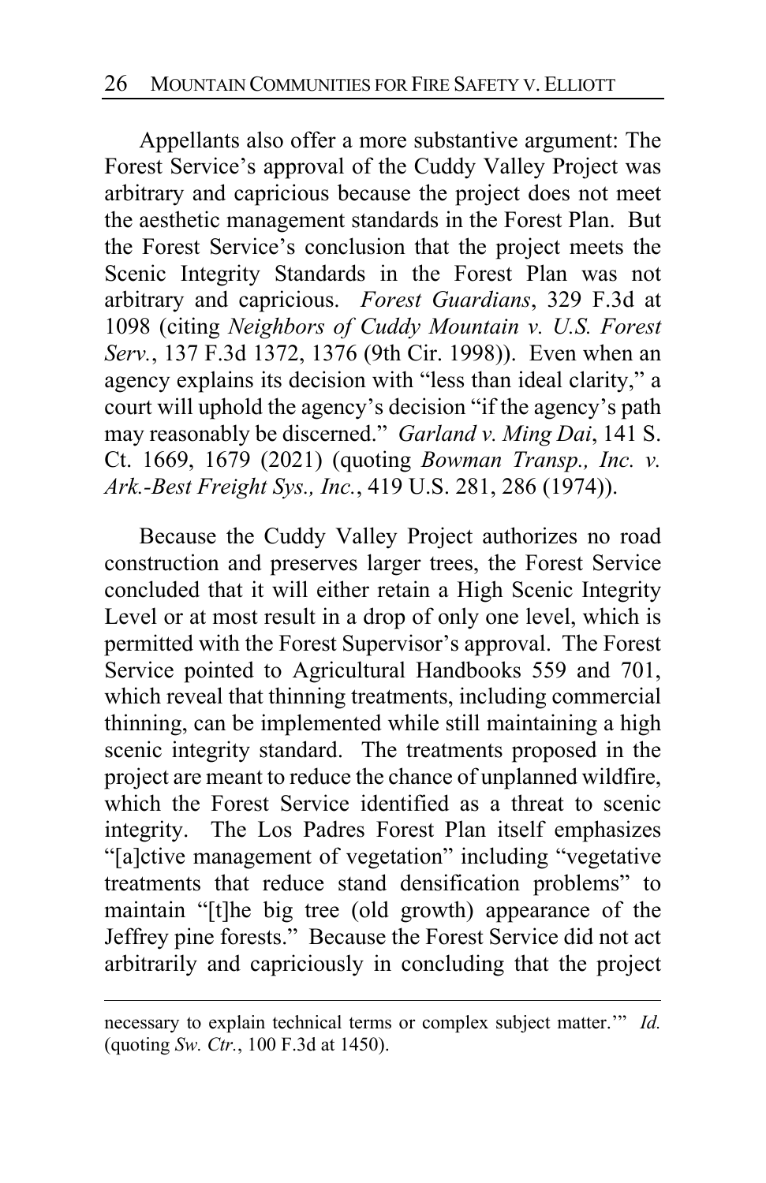Appellants also offer a more substantive argument: The Forest Service's approval of the Cuddy Valley Project was arbitrary and capricious because the project does not meet the aesthetic management standards in the Forest Plan. But the Forest Service's conclusion that the project meets the Scenic Integrity Standards in the Forest Plan was not arbitrary and capricious. *Forest Guardians*, 329 F.3d at 1098 (citing *Neighbors of Cuddy Mountain v. U.S. Forest Serv.*, 137 F.3d 1372, 1376 (9th Cir. 1998)). Even when an agency explains its decision with "less than ideal clarity," a court will uphold the agency's decision "if the agency's path may reasonably be discerned." *Garland v. Ming Dai*, 141 S. Ct. 1669, 1679 (2021) (quoting *Bowman Transp., Inc. v. Ark.-Best Freight Sys., Inc.*, 419 U.S. 281, 286 (1974)).

Because the Cuddy Valley Project authorizes no road construction and preserves larger trees, the Forest Service concluded that it will either retain a High Scenic Integrity Level or at most result in a drop of only one level, which is permitted with the Forest Supervisor's approval. The Forest Service pointed to Agricultural Handbooks 559 and 701, which reveal that thinning treatments, including commercial thinning, can be implemented while still maintaining a high scenic integrity standard. The treatments proposed in the project are meant to reduce the chance of unplanned wildfire, which the Forest Service identified as a threat to scenic integrity. The Los Padres Forest Plan itself emphasizes "[a]ctive management of vegetation" including "vegetative treatments that reduce stand densification problems" to maintain "[t]he big tree (old growth) appearance of the Jeffrey pine forests." Because the Forest Service did not act arbitrarily and capriciously in concluding that the project

---

necessary to explain technical terms or complex subject matter.'" *Id.* (quoting *Sw. Ctr.*, 100 F.3d at 1450).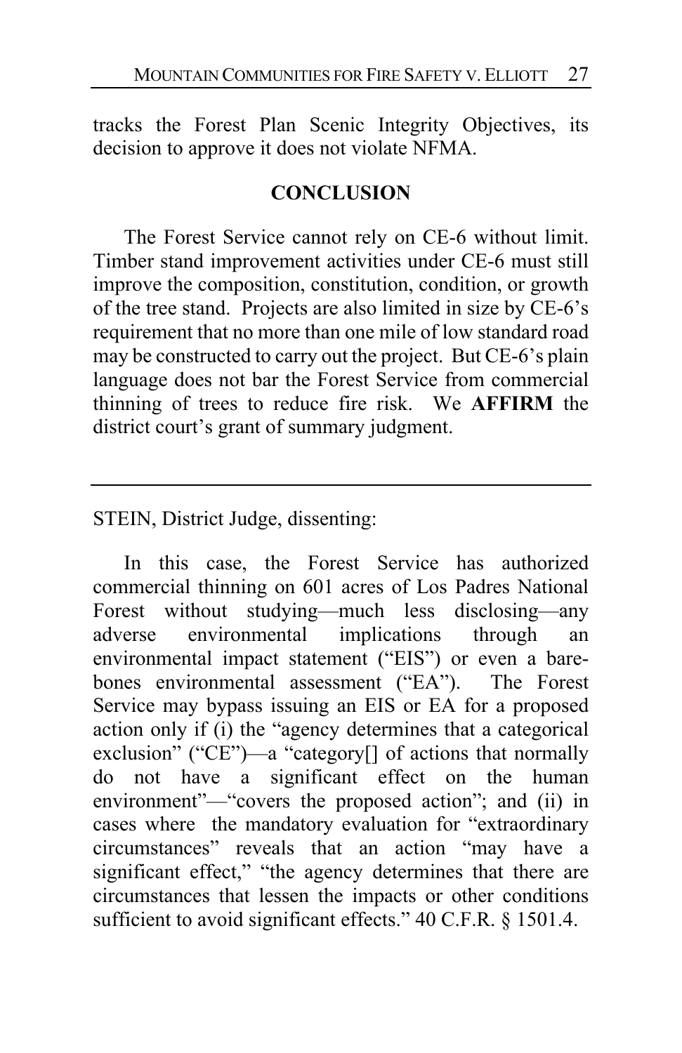tracks the Forest Plan Scenic Integrity Objectives, its decision to approve it does not violate NFMA.

## CONCLUSION

The Forest Service cannot rely on CE-6 without limit. Timber stand improvement activities under CE-6 must still improve the composition, constitution, condition, or growth of the tree stand. Projects are also limited in size by CE-6's requirement that no more than one mile of low standard road may be constructed to carry out the project. But CE-6's plain language does not bar the Forest Service from commercial thinning of trees to reduce fire risk. We **AFFIRM** the district court's grant of summary judgment.

---

STEIN, District Judge, dissenting:

In this case, the Forest Service has authorized commercial thinning on 601 acres of Los Padres National Forest without studying—much less disclosing—any adverse environmental implications through an environmental impact statement ("EIS") or even a bare-bones environmental assessment ("EA"). The Forest Service may bypass issuing an EIS or EA for a proposed action only if (i) the "agency determines that a categorical exclusion" ("CE")—a "category[] of actions that normally do not have a significant effect on the human environment"—"covers the proposed action"; and (ii) in cases where the mandatory evaluation for "extraordinary circumstances" reveals that an action "may have a significant effect," "the agency determines that there are circumstances that lessen the impacts or other conditions sufficient to avoid significant effects." 40 C.F.R. § 1501.4.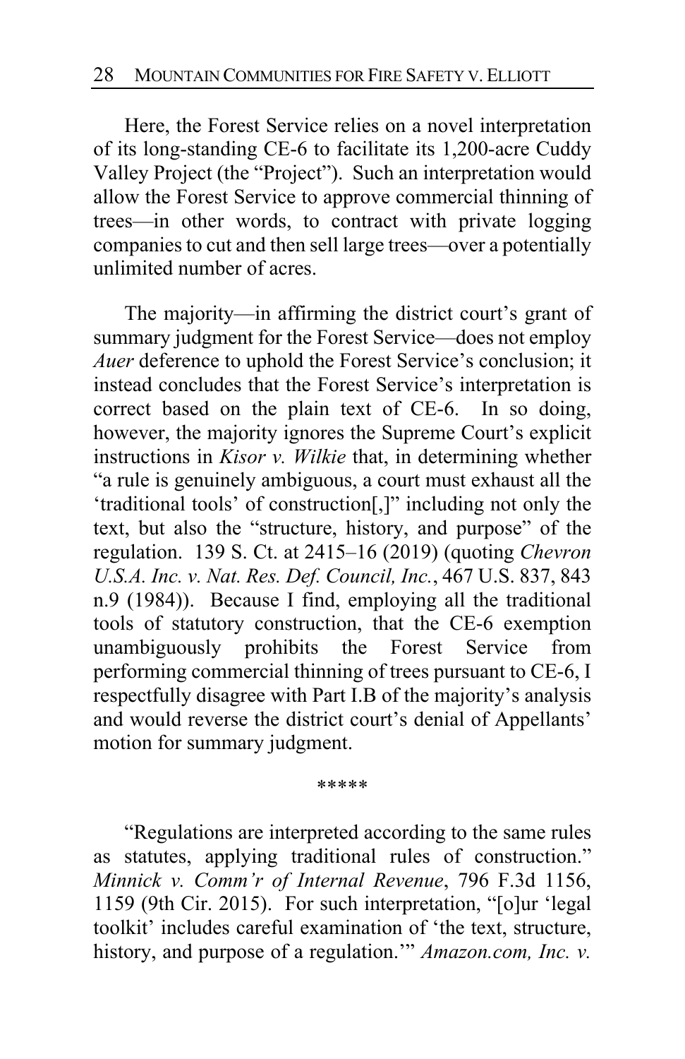Here, the Forest Service relies on a novel interpretation of its long-standing CE-6 to facilitate its 1,200-acre Cuddy Valley Project (the "Project"). Such an interpretation would allow the Forest Service to approve commercial thinning of trees—in other words, to contract with private logging companies to cut and then sell large trees—over a potentially unlimited number of acres.

The majority—in affirming the district court's grant of summary judgment for the Forest Service—does not employ *Auer* deference to uphold the Forest Service's conclusion; it instead concludes that the Forest Service's interpretation is correct based on the plain text of CE-6. In so doing, however, the majority ignores the Supreme Court's explicit instructions in *Kisor v. Wilkie* that, in determining whether "a rule is genuinely ambiguous, a court must exhaust all the 'traditional tools' of construction[,]" including not only the text, but also the "structure, history, and purpose" of the regulation. 139 S. Ct. at 2415–16 (2019) (quoting *Chevron U.S.A. Inc. v. Nat. Res. Def. Council, Inc.*, 467 U.S. 837, 843 n.9 (1984)). Because I find, employing all the traditional tools of statutory construction, that the CE-6 exemption unambiguously prohibits the Forest Service from performing commercial thinning of trees pursuant to CE-6, I respectfully disagree with Part I.B of the majority's analysis and would reverse the district court's denial of Appellants' motion for summary judgment.

*****

"Regulations are interpreted according to the same rules as statutes, applying traditional rules of construction." *Minnick v. Comm'r of Internal Revenue*, 796 F.3d 1156, 1159 (9th Cir. 2015). For such interpretation, "[o]ur 'legal toolkit' includes careful examination of 'the text, structure, history, and purpose of a regulation.'" *Amazon.com, Inc. v.*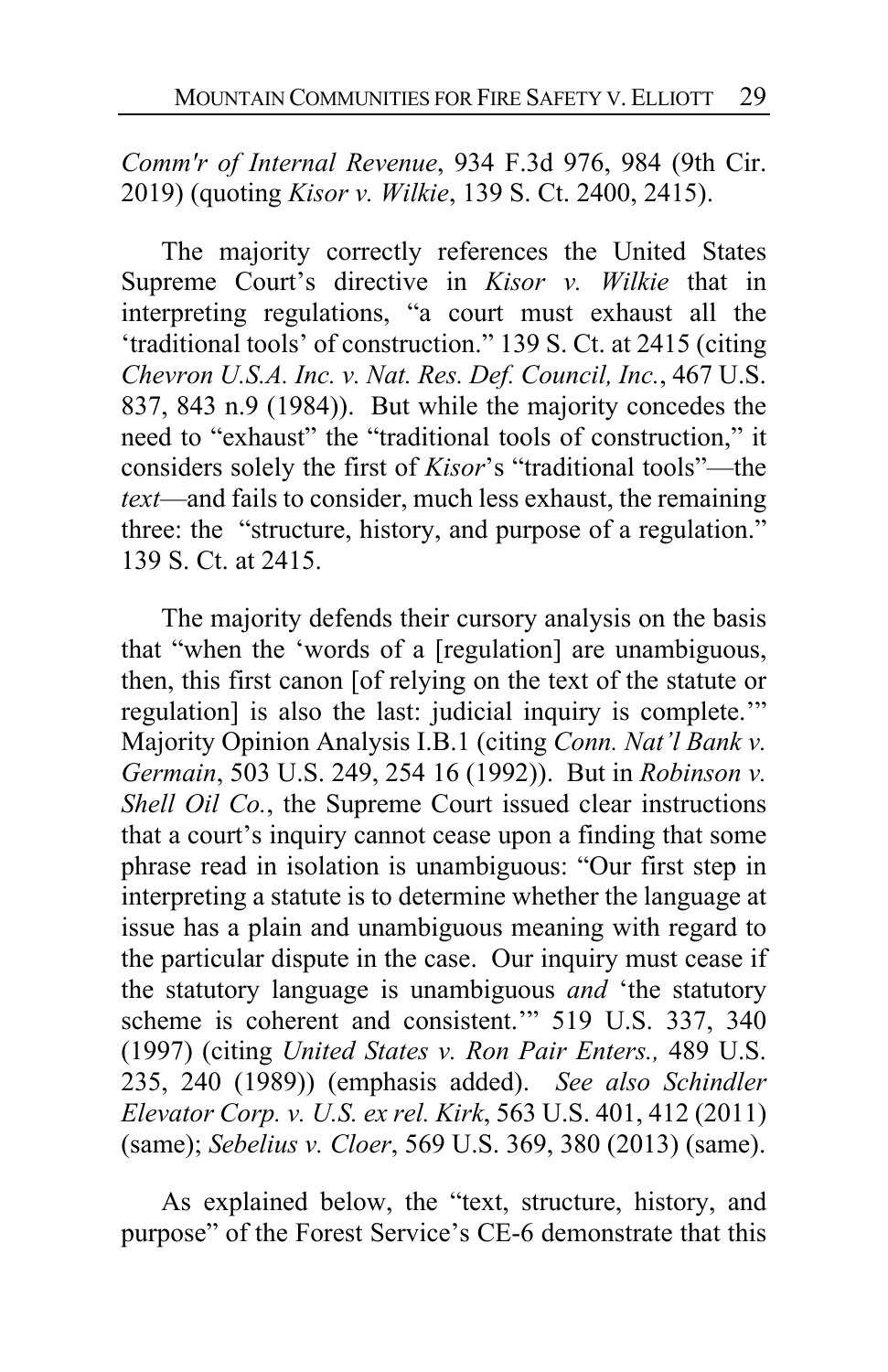*Comm'r of Internal Revenue*, 934 F.3d 976, 984 (9th Cir. 2019) (quoting *Kisor v. Wilkie*, 139 S. Ct. 2400, 2415).

The majority correctly references the United States Supreme Court's directive in *Kisor v. Wilkie* that in interpreting regulations, "a court must exhaust all the 'traditional tools' of construction." 139 S. Ct. at 2415 (citing *Chevron U.S.A. Inc. v. Nat. Res. Def. Council, Inc.*, 467 U.S. 837, 843 n.9 (1984)). But while the majority concedes the need to "exhaust" the "traditional tools of construction," it considers solely the first of *Kisor*'s "traditional tools"—the *text*—and fails to consider, much less exhaust, the remaining three: the "structure, history, and purpose of a regulation." 139 S. Ct. at 2415.

The majority defends their cursory analysis on the basis that "when the 'words of a [regulation] are unambiguous, then, this first canon [of relying on the text of the statute or regulation] is also the last: judicial inquiry is complete.'" Majority Opinion Analysis I.B.1 (citing *Conn. Nat'l Bank v. Germain*, 503 U.S. 249, 254 16 (1992)). But in *Robinson v. Shell Oil Co.*, the Supreme Court issued clear instructions that a court's inquiry cannot cease upon a finding that some phrase read in isolation is unambiguous: "Our first step in interpreting a statute is to determine whether the language at issue has a plain and unambiguous meaning with regard to the particular dispute in the case. Our inquiry must cease if the statutory language is unambiguous *and* 'the statutory scheme is coherent and consistent.'" 519 U.S. 337, 340 (1997) (citing *United States v. Ron Pair Enters.,* 489 U.S. 235, 240 (1989)) (emphasis added). *See also Schindler Elevator Corp. v. U.S. ex rel. Kirk*, 563 U.S. 401, 412 (2011) (same); *Sebelius v. Cloer*, 569 U.S. 369, 380 (2013) (same).

As explained below, the "text, structure, history, and purpose" of the Forest Service's CE-6 demonstrate that this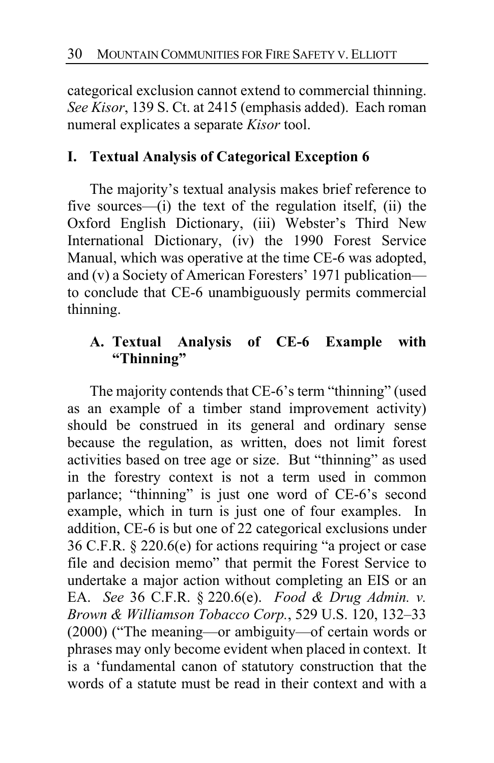categorical exclusion cannot extend to commercial thinning. *See Kisor*, 139 S. Ct. at 2415 (emphasis added). Each roman numeral explicates a separate *Kisor* tool.

## I. Textual Analysis of Categorical Exception 6

The majority's textual analysis makes brief reference to five sources—(i) the text of the regulation itself, (ii) the Oxford English Dictionary, (iii) Webster's Third New International Dictionary, (iv) the 1990 Forest Service Manual, which was operative at the time CE-6 was adopted, and (v) a Society of American Foresters' 1971 publication—to conclude that CE-6 unambiguously permits commercial thinning.

### A. Textual Analysis of CE-6 Example with "Thinning"

The majority contends that CE-6's term "thinning" (used as an example of a timber stand improvement activity) should be construed in its general and ordinary sense because the regulation, as written, does not limit forest activities based on tree age or size. But "thinning" as used in the forestry context is not a term used in common parlance; "thinning" is just one word of CE-6's second example, which in turn is just one of four examples. In addition, CE-6 is but one of 22 categorical exclusions under 36 C.F.R. § 220.6(e) for actions requiring "a project or case file and decision memo" that permit the Forest Service to undertake a major action without completing an EIS or an EA. *See* 36 C.F.R. § 220.6(e). *Food & Drug Admin. v. Brown & Williamson Tobacco Corp.*, 529 U.S. 120, 132–33 (2000) ("The meaning—or ambiguity—of certain words or phrases may only become evident when placed in context. It is a 'fundamental canon of statutory construction that the words of a statute must be read in their context and with a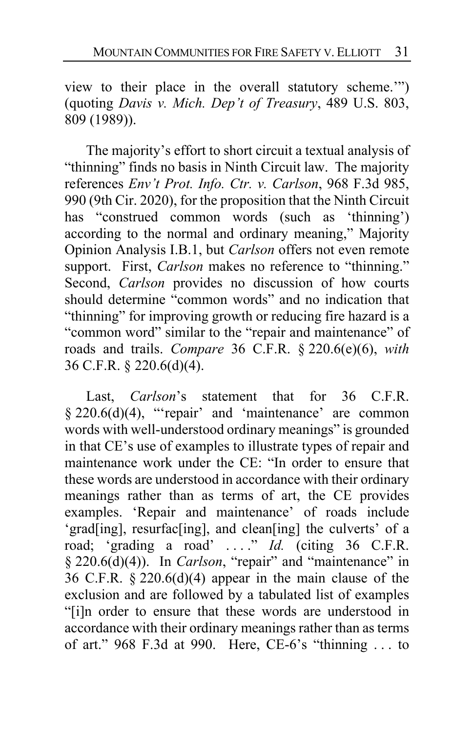view to their place in the overall statutory scheme.'") (quoting *Davis v. Mich. Dep't of Treasury*, 489 U.S. 803, 809 (1989)).

The majority's effort to short circuit a textual analysis of "thinning" finds no basis in Ninth Circuit law. The majority references *Env't Prot. Info. Ctr. v. Carlson*, 968 F.3d 985, 990 (9th Cir. 2020), for the proposition that the Ninth Circuit has "construed common words (such as 'thinning') according to the normal and ordinary meaning," Majority Opinion Analysis I.B.1, but *Carlson* offers not even remote support. First, *Carlson* makes no reference to "thinning." Second, *Carlson* provides no discussion of how courts should determine "common words" and no indication that "thinning" for improving growth or reducing fire hazard is a "common word" similar to the "repair and maintenance" of roads and trails. *Compare* 36 C.F.R. § 220.6(e)(6), *with* 36 C.F.R. § 220.6(d)(4).

Last, *Carlson*'s statement that for 36 C.F.R. § 220.6(d)(4), "'repair' and 'maintenance' are common words with well-understood ordinary meanings" is grounded in that CE's use of examples to illustrate types of repair and maintenance work under the CE: "In order to ensure that these words are understood in accordance with their ordinary meanings rather than as terms of art, the CE provides examples. 'Repair and maintenance' of roads include 'grad[ing], resurfac[ing], and clean[ing] the culverts' of a road; 'grading a road' . . . ." *Id.* (citing 36 C.F.R. § 220.6(d)(4)). In *Carlson*, "repair" and "maintenance" in 36 C.F.R. § 220.6(d)(4) appear in the main clause of the exclusion and are followed by a tabulated list of examples "[i]n order to ensure that these words are understood in accordance with their ordinary meanings rather than as terms of art." 968 F.3d at 990. Here, CE-6's "thinning . . . to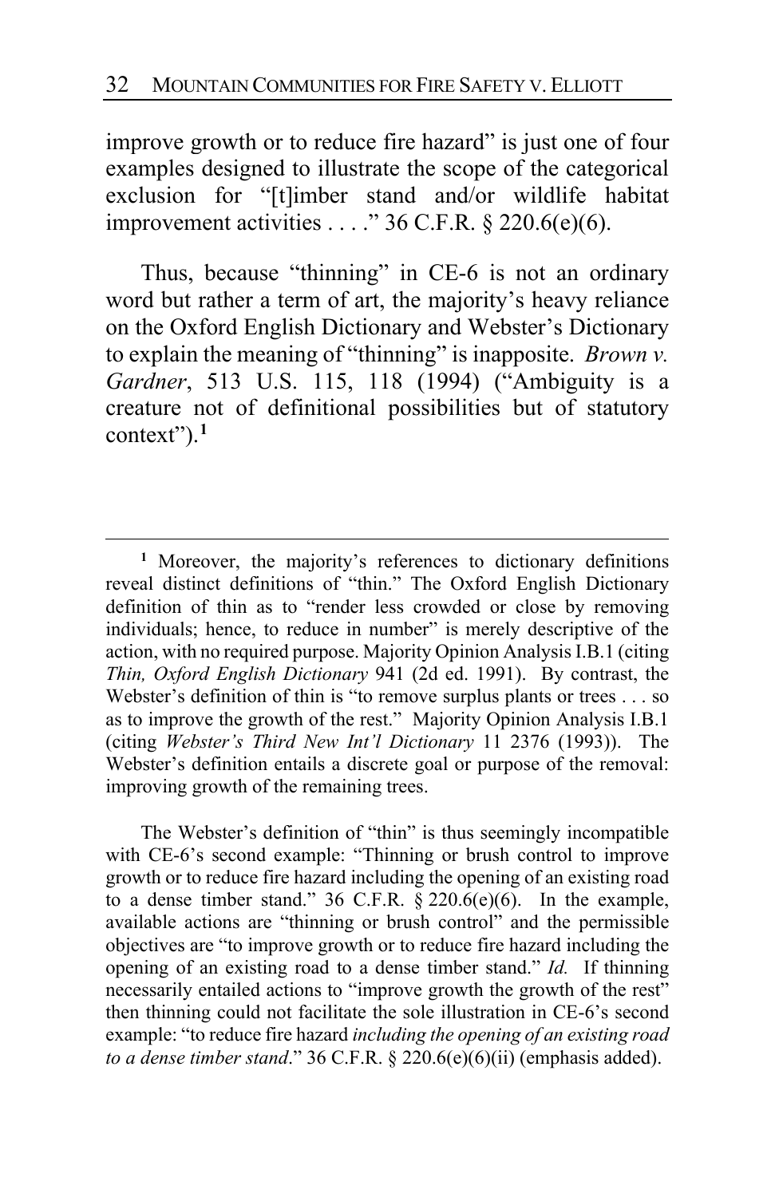improve growth or to reduce fire hazard" is just one of four examples designed to illustrate the scope of the categorical exclusion for "[t]imber stand and/or wildlife habitat improvement activities . . . ." 36 C.F.R. § 220.6(e)(6).

Thus, because "thinning" in CE-6 is not an ordinary word but rather a term of art, the majority's heavy reliance on the Oxford English Dictionary and Webster's Dictionary to explain the meaning of "thinning" is inapposite. *Brown v. Gardner*, 513 U.S. 115, 118 (1994) ("Ambiguity is a creature not of definitional possibilities but of statutory context").[1]

---

[1] Moreover, the majority's references to dictionary definitions reveal distinct definitions of "thin." The Oxford English Dictionary definition of thin as to "render less crowded or close by removing individuals; hence, to reduce in number" is merely descriptive of the action, with no required purpose. Majority Opinion Analysis I.B.1 (citing *Thin, Oxford English Dictionary* 941 (2d ed. 1991). By contrast, the Webster's definition of thin is "to remove surplus plants or trees . . . so as to improve the growth of the rest." Majority Opinion Analysis I.B.1 (citing *Webster's Third New Int'l Dictionary* 11 2376 (1993)). The Webster's definition entails a discrete goal or purpose of the removal: improving growth of the remaining trees.

The Webster's definition of "thin" is thus seemingly incompatible with CE-6's second example: "Thinning or brush control to improve growth or to reduce fire hazard including the opening of an existing road to a dense timber stand." 36 C.F.R. § 220.6(e)(6). In the example, available actions are "thinning or brush control" and the permissible objectives are "to improve growth or to reduce fire hazard including the opening of an existing road to a dense timber stand." *Id.* If thinning necessarily entailed actions to "improve growth the growth of the rest" then thinning could not facilitate the sole illustration in CE-6's second example: "to reduce fire hazard *including the opening of an existing road to a dense timber stand*." 36 C.F.R. § 220.6(e)(6)(ii) (emphasis added).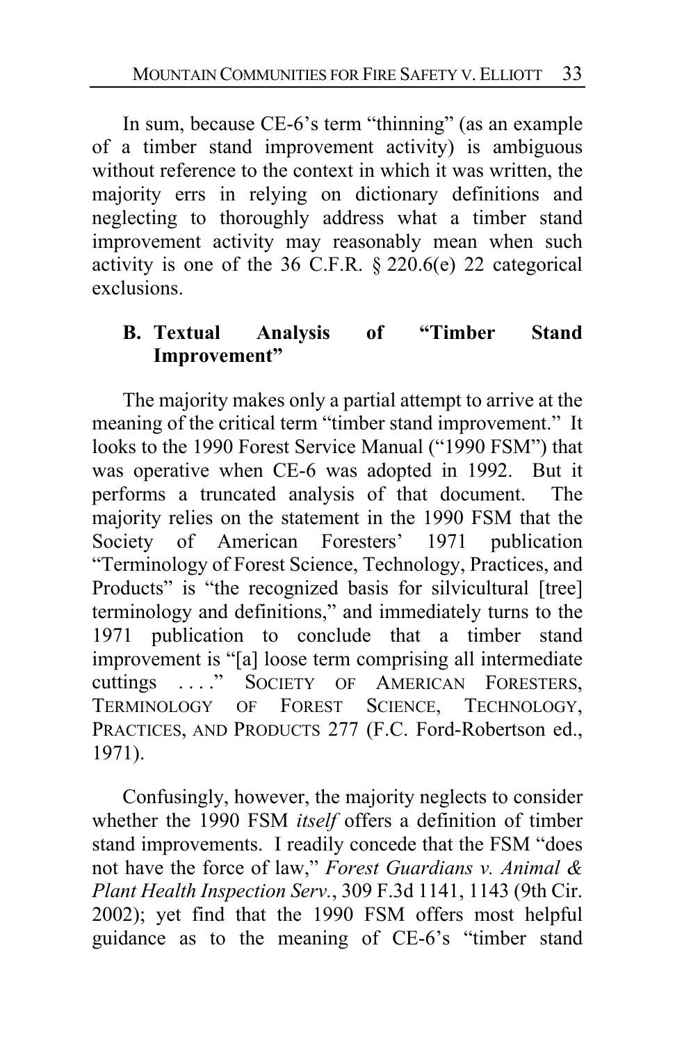In sum, because CE-6's term "thinning" (as an example of a timber stand improvement activity) is ambiguous without reference to the context in which it was written, the majority errs in relying on dictionary definitions and neglecting to thoroughly address what a timber stand improvement activity may reasonably mean when such activity is one of the 36 C.F.R. § 220.6(e) 22 categorical exclusions.

### B. Textual Analysis of "Timber Stand Improvement"

The majority makes only a partial attempt to arrive at the meaning of the critical term "timber stand improvement." It looks to the 1990 Forest Service Manual ("1990 FSM") that was operative when CE-6 was adopted in 1992. But it performs a truncated analysis of that document. The majority relies on the statement in the 1990 FSM that the Society of American Foresters' 1971 publication "Terminology of Forest Science, Technology, Practices, and Products" is "the recognized basis for silvicultural [tree] terminology and definitions," and immediately turns to the 1971 publication to conclude that a timber stand improvement is "[a] loose term comprising all intermediate cuttings . . . ." SOCIETY OF AMERICAN FORESTERS, TERMINOLOGY OF FOREST SCIENCE, TECHNOLOGY, PRACTICES, AND PRODUCTS 277 (F.C. Ford-Robertson ed., 1971).

Confusingly, however, the majority neglects to consider whether the 1990 FSM *itself* offers a definition of timber stand improvements. I readily concede that the FSM "does not have the force of law," *Forest Guardians v. Animal & Plant Health Inspection Serv.*, 309 F.3d 1141, 1143 (9th Cir. 2002); yet find that the 1990 FSM offers most helpful guidance as to the meaning of CE-6's "timber stand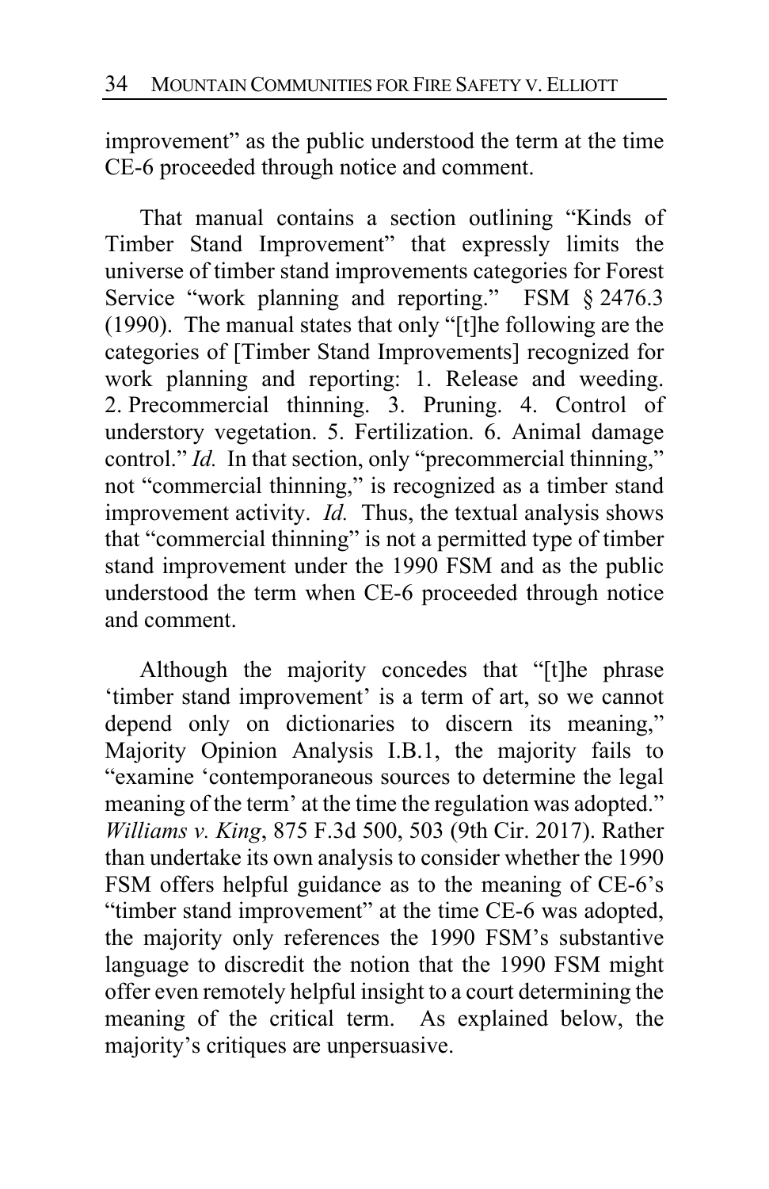improvement" as the public understood the term at the time CE-6 proceeded through notice and comment.

That manual contains a section outlining "Kinds of Timber Stand Improvement" that expressly limits the universe of timber stand improvements categories for Forest Service "work planning and reporting." FSM § 2476.3 (1990). The manual states that only "[t]he following are the categories of [Timber Stand Improvements] recognized for work planning and reporting: 1. Release and weeding. 2. Precommercial thinning. 3. Pruning. 4. Control of understory vegetation. 5. Fertilization. 6. Animal damage control." *Id.* In that section, only "precommercial thinning," not "commercial thinning," is recognized as a timber stand improvement activity. *Id.* Thus, the textual analysis shows that "commercial thinning" is not a permitted type of timber stand improvement under the 1990 FSM and as the public understood the term when CE-6 proceeded through notice and comment.

Although the majority concedes that "[t]he phrase 'timber stand improvement' is a term of art, so we cannot depend only on dictionaries to discern its meaning," Majority Opinion Analysis I.B.1, the majority fails to "examine 'contemporaneous sources to determine the legal meaning of the term' at the time the regulation was adopted." *Williams v. King*, 875 F.3d 500, 503 (9th Cir. 2017). Rather than undertake its own analysis to consider whether the 1990 FSM offers helpful guidance as to the meaning of CE-6's "timber stand improvement" at the time CE-6 was adopted, the majority only references the 1990 FSM's substantive language to discredit the notion that the 1990 FSM might offer even remotely helpful insight to a court determining the meaning of the critical term. As explained below, the majority's critiques are unpersuasive.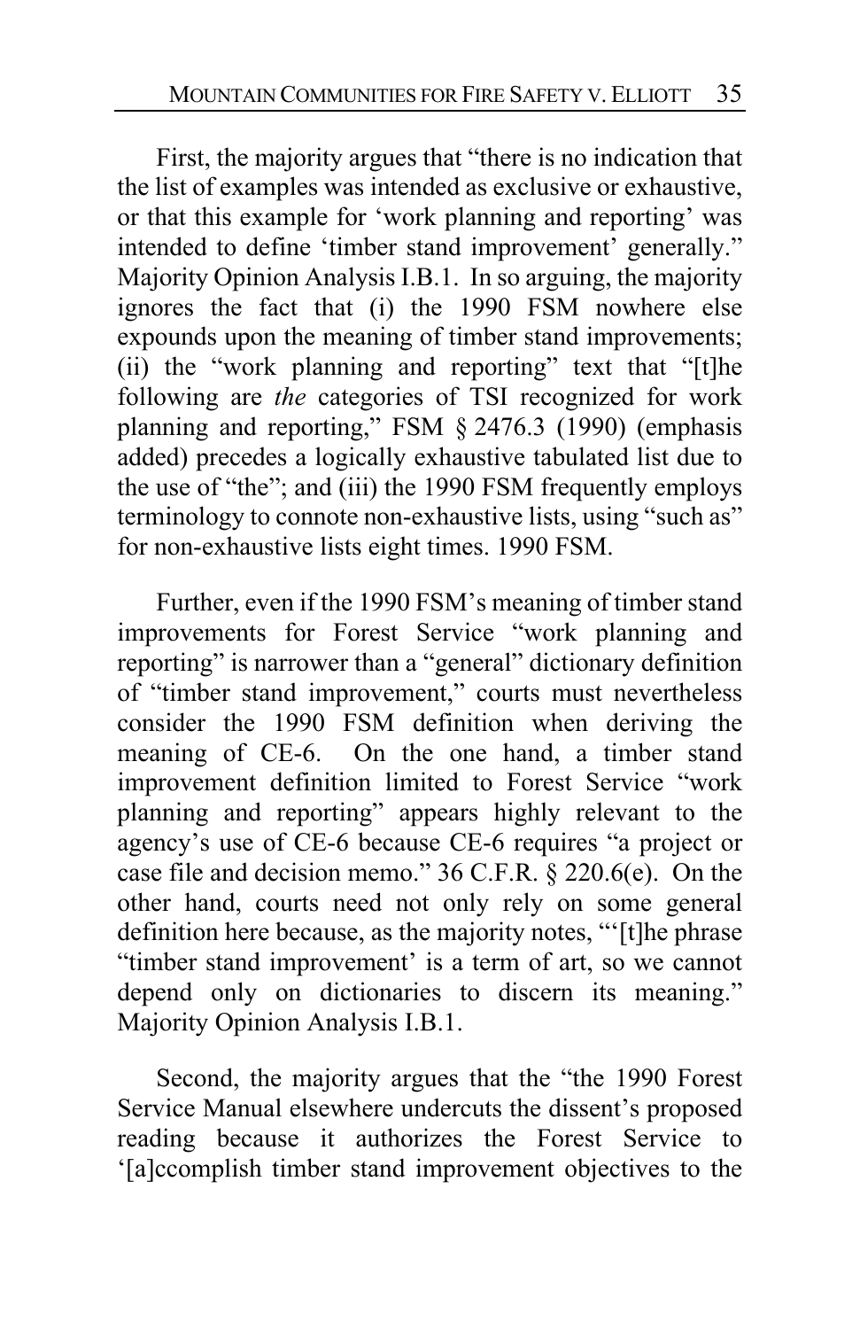First, the majority argues that "there is no indication that the list of examples was intended as exclusive or exhaustive, or that this example for 'work planning and reporting' was intended to define 'timber stand improvement' generally." Majority Opinion Analysis I.B.1. In so arguing, the majority ignores the fact that (i) the 1990 FSM nowhere else expounds upon the meaning of timber stand improvements; (ii) the "work planning and reporting" text that "[t]he following are *the* categories of TSI recognized for work planning and reporting," FSM § 2476.3 (1990) (emphasis added) precedes a logically exhaustive tabulated list due to the use of "the"; and (iii) the 1990 FSM frequently employs terminology to connote non-exhaustive lists, using "such as" for non-exhaustive lists eight times. 1990 FSM.

Further, even if the 1990 FSM's meaning of timber stand improvements for Forest Service "work planning and reporting" is narrower than a "general" dictionary definition of "timber stand improvement," courts must nevertheless consider the 1990 FSM definition when deriving the meaning of CE-6. On the one hand, a timber stand improvement definition limited to Forest Service "work planning and reporting" appears highly relevant to the agency's use of CE-6 because CE-6 requires "a project or case file and decision memo." 36 C.F.R. § 220.6(e). On the other hand, courts need not only rely on some general definition here because, as the majority notes, "'[t]he phrase "timber stand improvement' is a term of art, so we cannot depend only on dictionaries to discern its meaning." Majority Opinion Analysis I.B.1.

Second, the majority argues that the "the 1990 Forest Service Manual elsewhere undercuts the dissent's proposed reading because it authorizes the Forest Service to '[a]ccomplish timber stand improvement objectives to the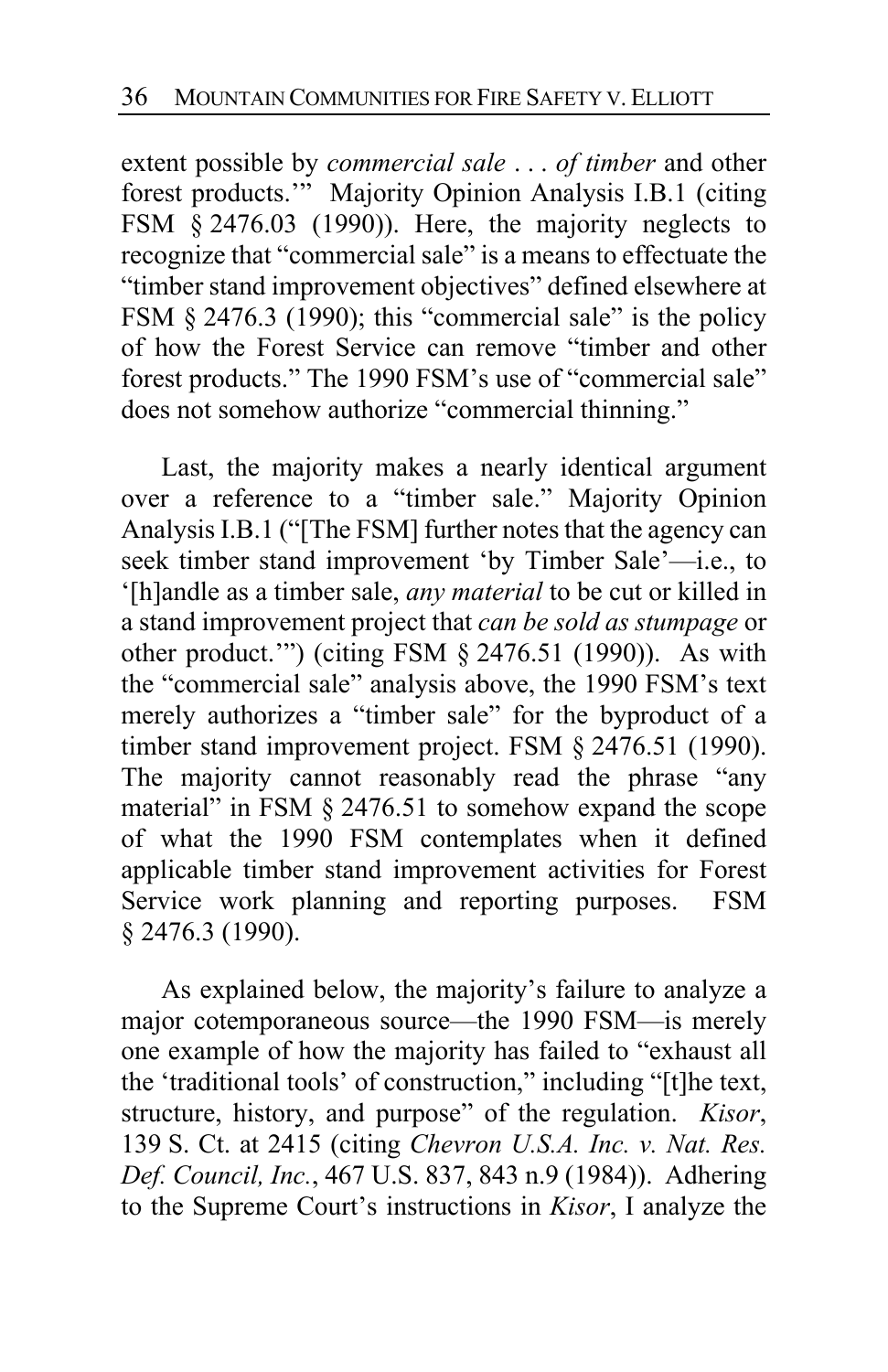extent possible by *commercial sale . . . of timber* and other forest products.'" Majority Opinion Analysis I.B.1 (citing FSM § 2476.03 (1990)). Here, the majority neglects to recognize that "commercial sale" is a means to effectuate the "timber stand improvement objectives" defined elsewhere at FSM § 2476.3 (1990); this "commercial sale" is the policy of how the Forest Service can remove "timber and other forest products." The 1990 FSM's use of "commercial sale" does not somehow authorize "commercial thinning."

Last, the majority makes a nearly identical argument over a reference to a "timber sale." Majority Opinion Analysis I.B.1 ("[The FSM] further notes that the agency can seek timber stand improvement 'by Timber Sale'—i.e., to '[h]andle as a timber sale, *any material* to be cut or killed in a stand improvement project that *can be sold as stumpage* or other product.'") (citing FSM § 2476.51 (1990)). As with the "commercial sale" analysis above, the 1990 FSM's text merely authorizes a "timber sale" for the byproduct of a timber stand improvement project. FSM § 2476.51 (1990). The majority cannot reasonably read the phrase "any material" in FSM § 2476.51 to somehow expand the scope of what the 1990 FSM contemplates when it defined applicable timber stand improvement activities for Forest Service work planning and reporting purposes. FSM § 2476.3 (1990).

As explained below, the majority's failure to analyze a major cotemporaneous source—the 1990 FSM—is merely one example of how the majority has failed to "exhaust all the 'traditional tools' of construction," including "[t]he text, structure, history, and purpose" of the regulation. *Kisor*, 139 S. Ct. at 2415 (citing *Chevron U.S.A. Inc. v. Nat. Res. Def. Council, Inc.*, 467 U.S. 837, 843 n.9 (1984)). Adhering to the Supreme Court's instructions in *Kisor*, I analyze the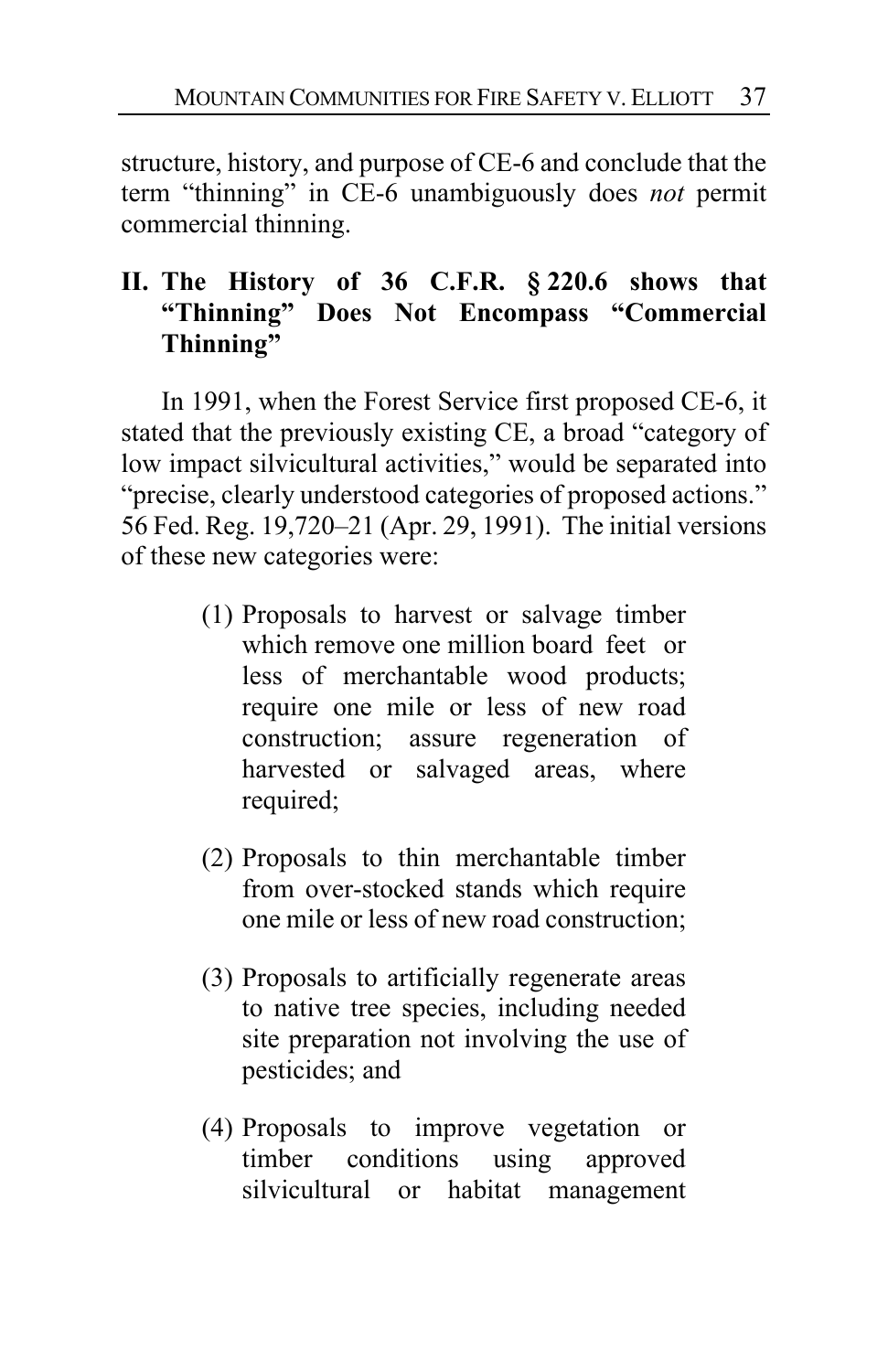structure, history, and purpose of CE-6 and conclude that the term "thinning" in CE-6 unambiguously does *not* permit commercial thinning.

## II. The History of 36 C.F.R. § 220.6 shows that "Thinning" Does Not Encompass "Commercial Thinning"

In 1991, when the Forest Service first proposed CE-6, it stated that the previously existing CE, a broad "category of low impact silvicultural activities," would be separated into "precise, clearly understood categories of proposed actions." 56 Fed. Reg. 19,720–21 (Apr. 29, 1991). The initial versions of these new categories were:

> (1) Proposals to harvest or salvage timber which remove one million board feet or less of merchantable wood products; require one mile or less of new road construction; assure regeneration of harvested or salvaged areas, where required;
>
> (2) Proposals to thin merchantable timber from over-stocked stands which require one mile or less of new road construction;
>
> (3) Proposals to artificially regenerate areas to native tree species, including needed site preparation not involving the use of pesticides; and
>
> (4) Proposals to improve vegetation or timber conditions using approved silvicultural or habitat management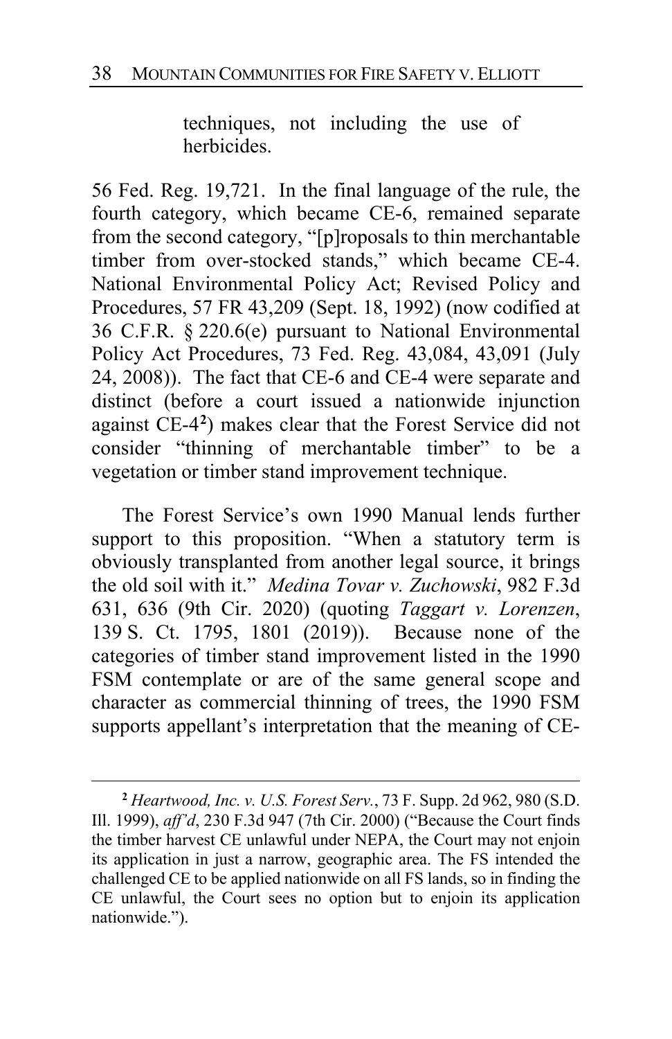> techniques, not including the use of herbicides.

56 Fed. Reg. 19,721. In the final language of the rule, the fourth category, which became CE-6, remained separate from the second category, "[p]roposals to thin merchantable timber from over-stocked stands," which became CE-4. National Environmental Policy Act; Revised Policy and Procedures, 57 FR 43,209 (Sept. 18, 1992) (now codified at 36 C.F.R. § 220.6(e) pursuant to National Environmental Policy Act Procedures, 73 Fed. Reg. 43,084, 43,091 (July 24, 2008)). The fact that CE-6 and CE-4 were separate and distinct (before a court issued a nationwide injunction against CE-4[2]) makes clear that the Forest Service did not consider "thinning of merchantable timber" to be a vegetation or timber stand improvement technique.

The Forest Service's own 1990 Manual lends further support to this proposition. "When a statutory term is obviously transplanted from another legal source, it brings the old soil with it." *Medina Tovar v. Zuchowski*, 982 F.3d 631, 636 (9th Cir. 2020) (quoting *Taggart v. Lorenzen*, 139 S. Ct. 1795, 1801 (2019)). Because none of the categories of timber stand improvement listed in the 1990 FSM contemplate or are of the same general scope and character as commercial thinning of trees, the 1990 FSM supports appellant's interpretation that the meaning of CE-

---

[2] *Heartwood, Inc. v. U.S. Forest Serv.*, 73 F. Supp. 2d 962, 980 (S.D. Ill. 1999), *aff'd*, 230 F.3d 947 (7th Cir. 2000) ("Because the Court finds the timber harvest CE unlawful under NEPA, the Court may not enjoin its application in just a narrow, geographic area. The FS intended the challenged CE to be applied nationwide on all FS lands, so in finding the CE unlawful, the Court sees no option but to enjoin its application nationwide.").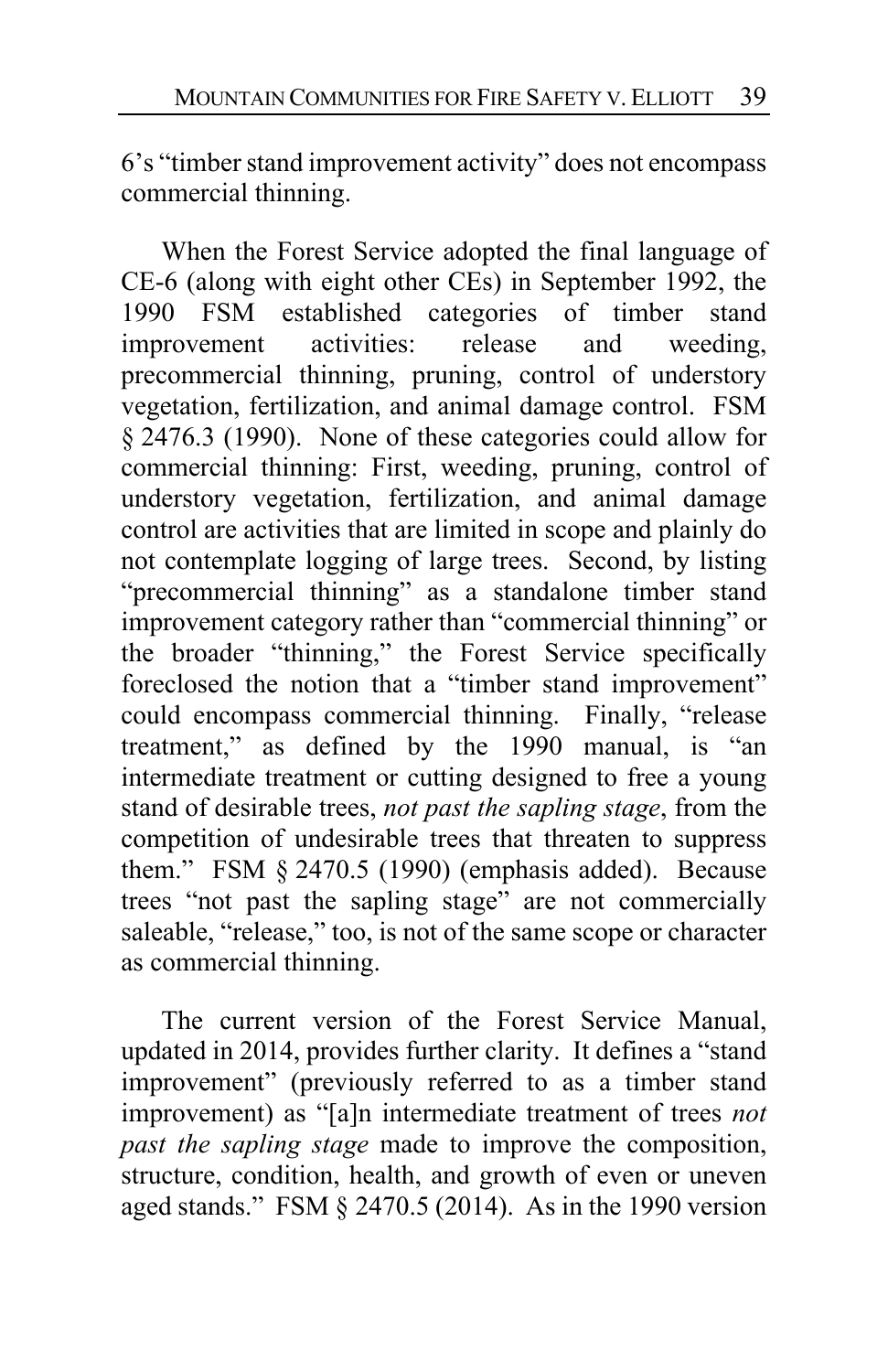6's "timber stand improvement activity" does not encompass commercial thinning.

When the Forest Service adopted the final language of CE-6 (along with eight other CEs) in September 1992, the 1990 FSM established categories of timber stand improvement activities: release and weeding, precommercial thinning, pruning, control of understory vegetation, fertilization, and animal damage control. FSM § 2476.3 (1990). None of these categories could allow for commercial thinning: First, weeding, pruning, control of understory vegetation, fertilization, and animal damage control are activities that are limited in scope and plainly do not contemplate logging of large trees. Second, by listing "precommercial thinning" as a standalone timber stand improvement category rather than "commercial thinning" or the broader "thinning," the Forest Service specifically foreclosed the notion that a "timber stand improvement" could encompass commercial thinning. Finally, "release treatment," as defined by the 1990 manual, is "an intermediate treatment or cutting designed to free a young stand of desirable trees, *not past the sapling stage*, from the competition of undesirable trees that threaten to suppress them." FSM § 2470.5 (1990) (emphasis added). Because trees "not past the sapling stage" are not commercially saleable, "release," too, is not of the same scope or character as commercial thinning.

The current version of the Forest Service Manual, updated in 2014, provides further clarity. It defines a "stand improvement" (previously referred to as a timber stand improvement) as "[a]n intermediate treatment of trees *not past the sapling stage* made to improve the composition, structure, condition, health, and growth of even or uneven aged stands." FSM § 2470.5 (2014). As in the 1990 version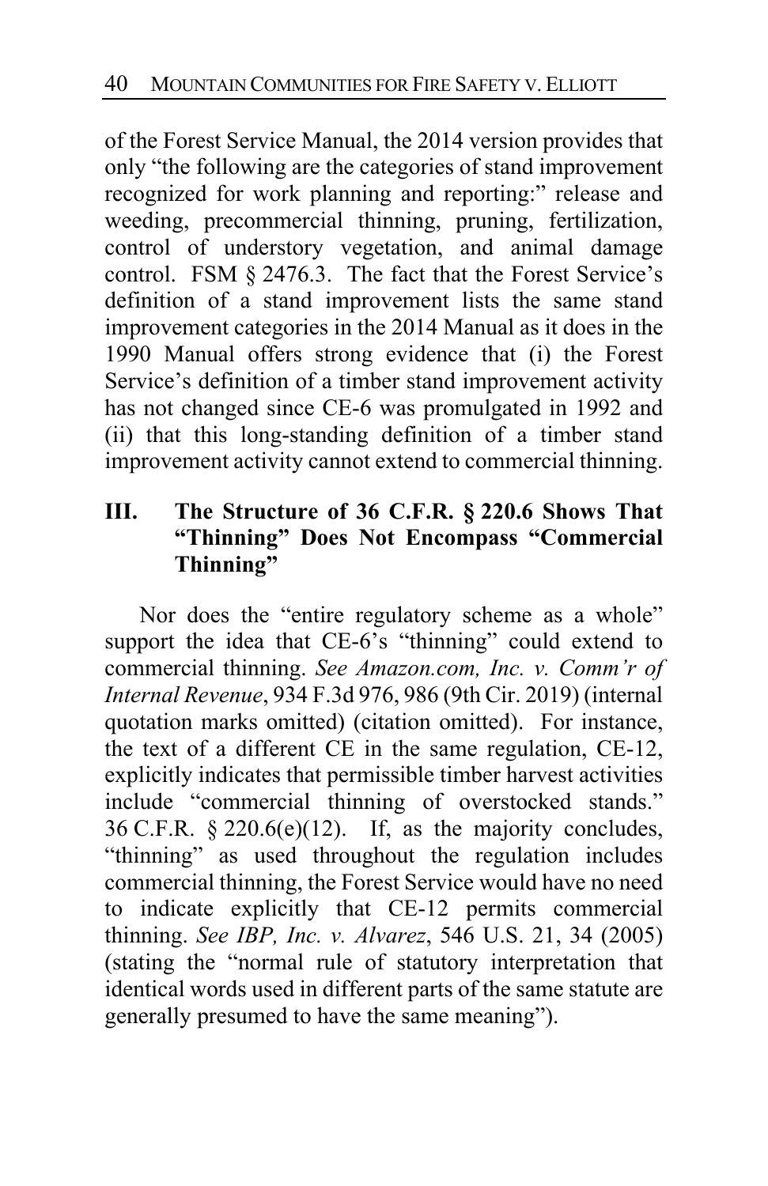of the Forest Service Manual, the 2014 version provides that only "the following are the categories of stand improvement recognized for work planning and reporting:" release and weeding, precommercial thinning, pruning, fertilization, control of understory vegetation, and animal damage control. FSM § 2476.3. The fact that the Forest Service's definition of a stand improvement lists the same stand improvement categories in the 2014 Manual as it does in the 1990 Manual offers strong evidence that (i) the Forest Service's definition of a timber stand improvement activity has not changed since CE-6 was promulgated in 1992 and (ii) that this long-standing definition of a timber stand improvement activity cannot extend to commercial thinning.

## III. The Structure of 36 C.F.R. § 220.6 Shows That "Thinning" Does Not Encompass "Commercial Thinning"

Nor does the "entire regulatory scheme as a whole" support the idea that CE-6's "thinning" could extend to commercial thinning. *See Amazon.com, Inc. v. Comm'r of Internal Revenue*, 934 F.3d 976, 986 (9th Cir. 2019) (internal quotation marks omitted) (citation omitted). For instance, the text of a different CE in the same regulation, CE-12, explicitly indicates that permissible timber harvest activities include "commercial thinning of overstocked stands." 36 C.F.R. § 220.6(e)(12). If, as the majority concludes, "thinning" as used throughout the regulation includes commercial thinning, the Forest Service would have no need to indicate explicitly that CE-12 permits commercial thinning. *See IBP, Inc. v. Alvarez*, 546 U.S. 21, 34 (2005) (stating the "normal rule of statutory interpretation that identical words used in different parts of the same statute are generally presumed to have the same meaning").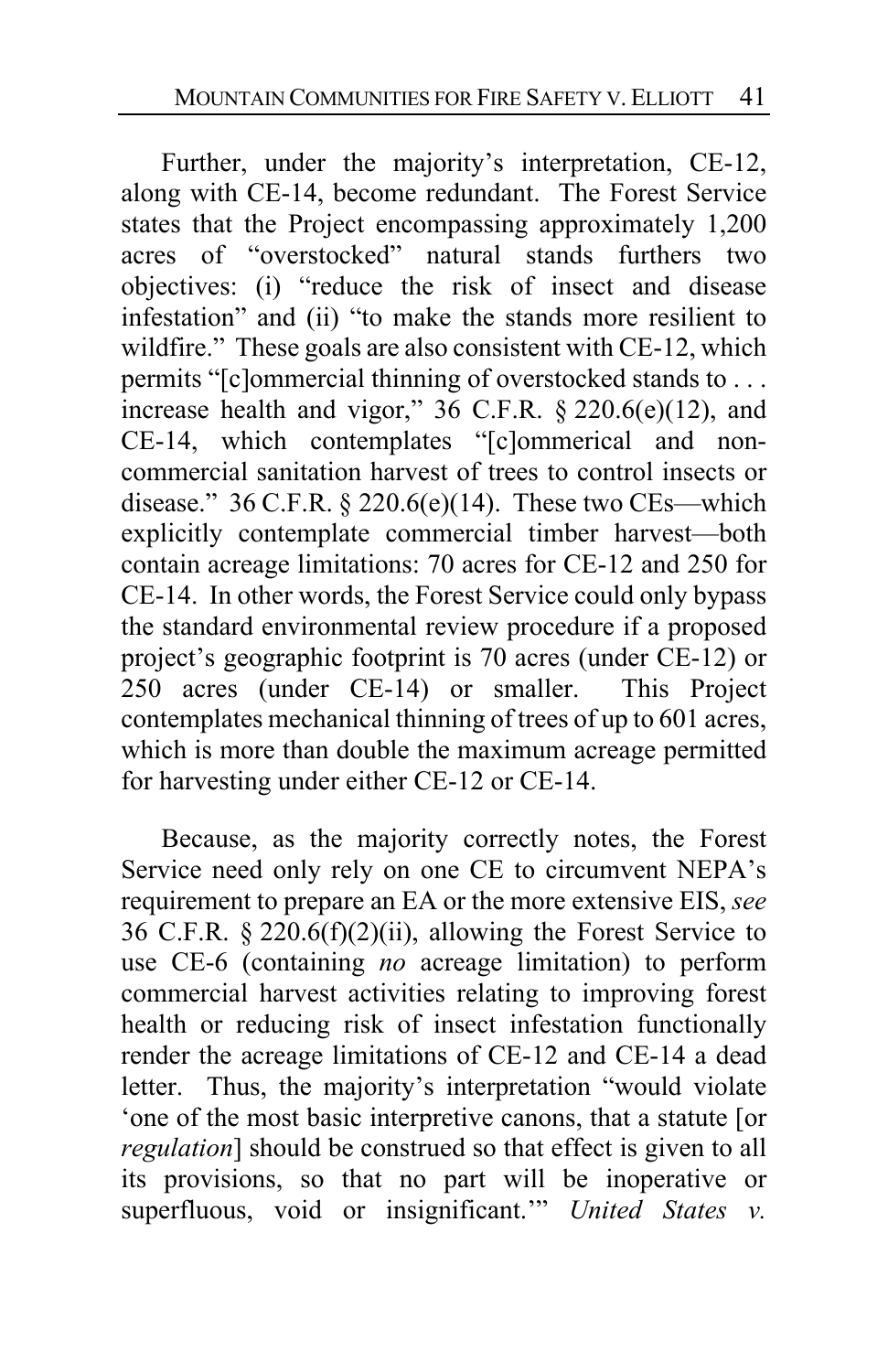Further, under the majority's interpretation, CE-12, along with CE-14, become redundant. The Forest Service states that the Project encompassing approximately 1,200 acres of "overstocked" natural stands furthers two objectives: (i) "reduce the risk of insect and disease infestation" and (ii) "to make the stands more resilient to wildfire." These goals are also consistent with CE-12, which permits "[c]ommercial thinning of overstocked stands to . . . increase health and vigor," 36 C.F.R. § 220.6(e)(12), and CE-14, which contemplates "[c]ommerical and non-commercial sanitation harvest of trees to control insects or disease." 36 C.F.R. § 220.6(e)(14). These two CEs—which explicitly contemplate commercial timber harvest—both contain acreage limitations: 70 acres for CE-12 and 250 for CE-14. In other words, the Forest Service could only bypass the standard environmental review procedure if a proposed project's geographic footprint is 70 acres (under CE-12) or 250 acres (under CE-14) or smaller. This Project contemplates mechanical thinning of trees of up to 601 acres, which is more than double the maximum acreage permitted for harvesting under either CE-12 or CE-14.

Because, as the majority correctly notes, the Forest Service need only rely on one CE to circumvent NEPA's requirement to prepare an EA or the more extensive EIS, *see* 36 C.F.R. § 220.6(f)(2)(ii), allowing the Forest Service to use CE-6 (containing *no* acreage limitation) to perform commercial harvest activities relating to improving forest health or reducing risk of insect infestation functionally render the acreage limitations of CE-12 and CE-14 a dead letter. Thus, the majority's interpretation "would violate 'one of the most basic interpretive canons, that a statute [or *regulation*] should be construed so that effect is given to all its provisions, so that no part will be inoperative or superfluous, void or insignificant.'" *United States v.*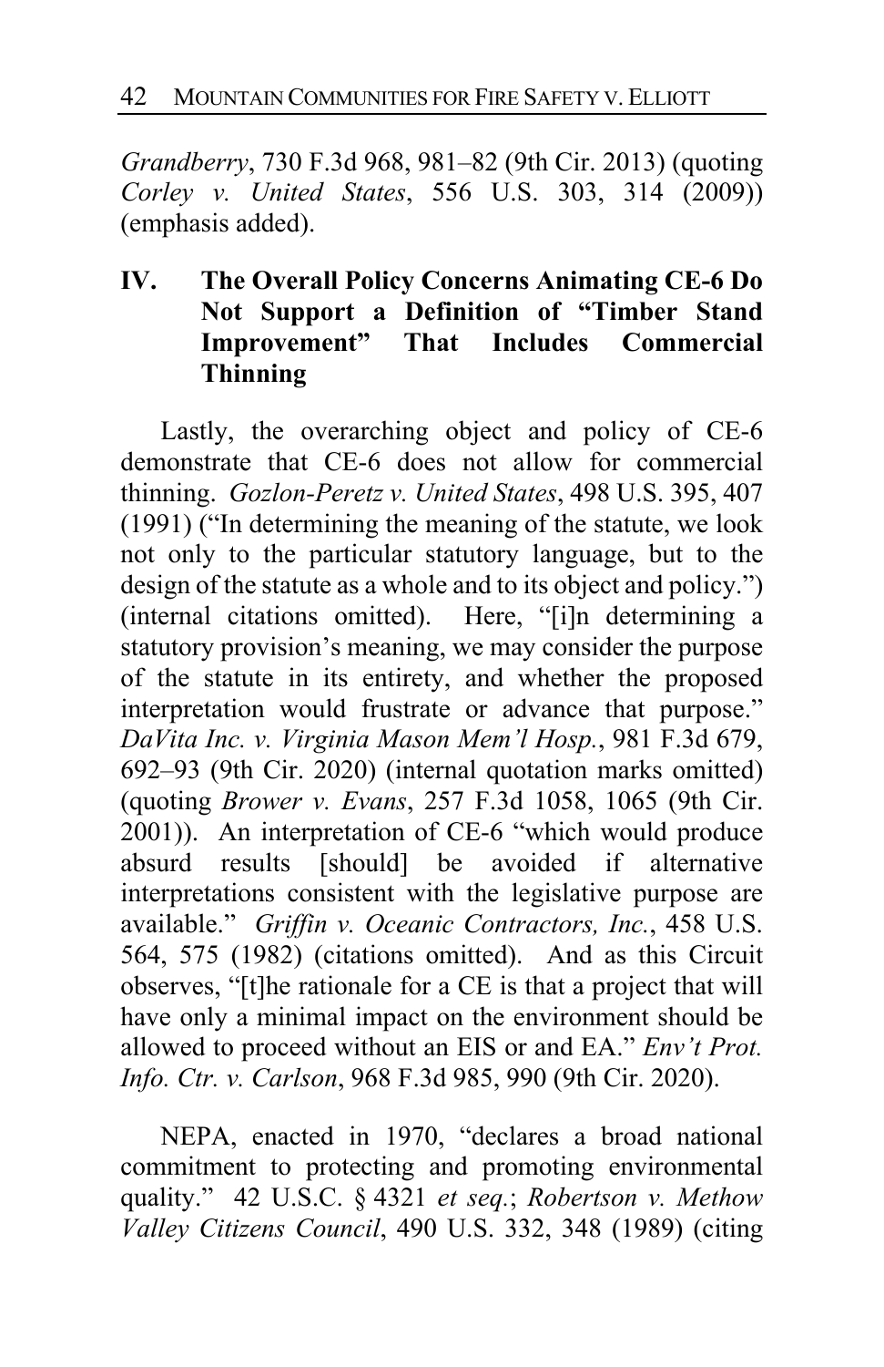*Grandberry*, 730 F.3d 968, 981–82 (9th Cir. 2013) (quoting *Corley v. United States*, 556 U.S. 303, 314 (2009)) (emphasis added).

## IV. The Overall Policy Concerns Animating CE-6 Do Not Support a Definition of "Timber Stand Improvement" That Includes Commercial Thinning

Lastly, the overarching object and policy of CE-6 demonstrate that CE-6 does not allow for commercial thinning. *Gozlon-Peretz v. United States*, 498 U.S. 395, 407 (1991) ("In determining the meaning of the statute, we look not only to the particular statutory language, but to the design of the statute as a whole and to its object and policy.") (internal citations omitted). Here, "[i]n determining a statutory provision's meaning, we may consider the purpose of the statute in its entirety, and whether the proposed interpretation would frustrate or advance that purpose." *DaVita Inc. v. Virginia Mason Mem'l Hosp.*, 981 F.3d 679, 692–93 (9th Cir. 2020) (internal quotation marks omitted) (quoting *Brower v. Evans*, 257 F.3d 1058, 1065 (9th Cir. 2001)). An interpretation of CE-6 "which would produce absurd results [should] be avoided if alternative interpretations consistent with the legislative purpose are available." *Griffin v. Oceanic Contractors, Inc.*, 458 U.S. 564, 575 (1982) (citations omitted). And as this Circuit observes, "[t]he rationale for a CE is that a project that will have only a minimal impact on the environment should be allowed to proceed without an EIS or and EA." *Env't Prot. Info. Ctr. v. Carlson*, 968 F.3d 985, 990 (9th Cir. 2020).

NEPA, enacted in 1970, "declares a broad national commitment to protecting and promoting environmental quality." 42 U.S.C. § 4321 *et seq.*; *Robertson v. Methow Valley Citizens Council*, 490 U.S. 332, 348 (1989) (citing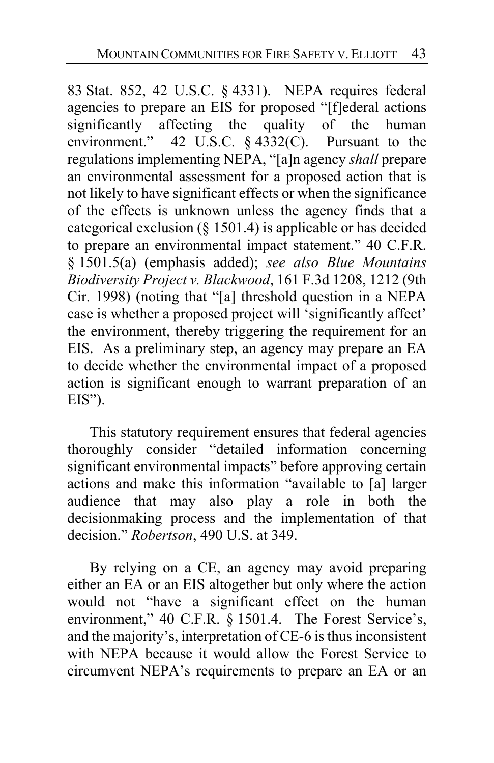83 Stat. 852, 42 U.S.C. § 4331). NEPA requires federal agencies to prepare an EIS for proposed "[f]ederal actions significantly affecting the quality of the human environment." 42 U.S.C. § 4332(C). Pursuant to the regulations implementing NEPA, "[a]n agency *shall* prepare an environmental assessment for a proposed action that is not likely to have significant effects or when the significance of the effects is unknown unless the agency finds that a categorical exclusion (§ 1501.4) is applicable or has decided to prepare an environmental impact statement." 40 C.F.R. § 1501.5(a) (emphasis added); *see also Blue Mountains Biodiversity Project v. Blackwood*, 161 F.3d 1208, 1212 (9th Cir. 1998) (noting that "[a] threshold question in a NEPA case is whether a proposed project will 'significantly affect' the environment, thereby triggering the requirement for an EIS. As a preliminary step, an agency may prepare an EA to decide whether the environmental impact of a proposed action is significant enough to warrant preparation of an EIS").

This statutory requirement ensures that federal agencies thoroughly consider "detailed information concerning significant environmental impacts" before approving certain actions and make this information "available to [a] larger audience that may also play a role in both the decisionmaking process and the implementation of that decision." *Robertson*, 490 U.S. at 349.

By relying on a CE, an agency may avoid preparing either an EA or an EIS altogether but only where the action would not "have a significant effect on the human environment," 40 C.F.R. § 1501.4. The Forest Service's, and the majority's, interpretation of CE-6 is thus inconsistent with NEPA because it would allow the Forest Service to circumvent NEPA's requirements to prepare an EA or an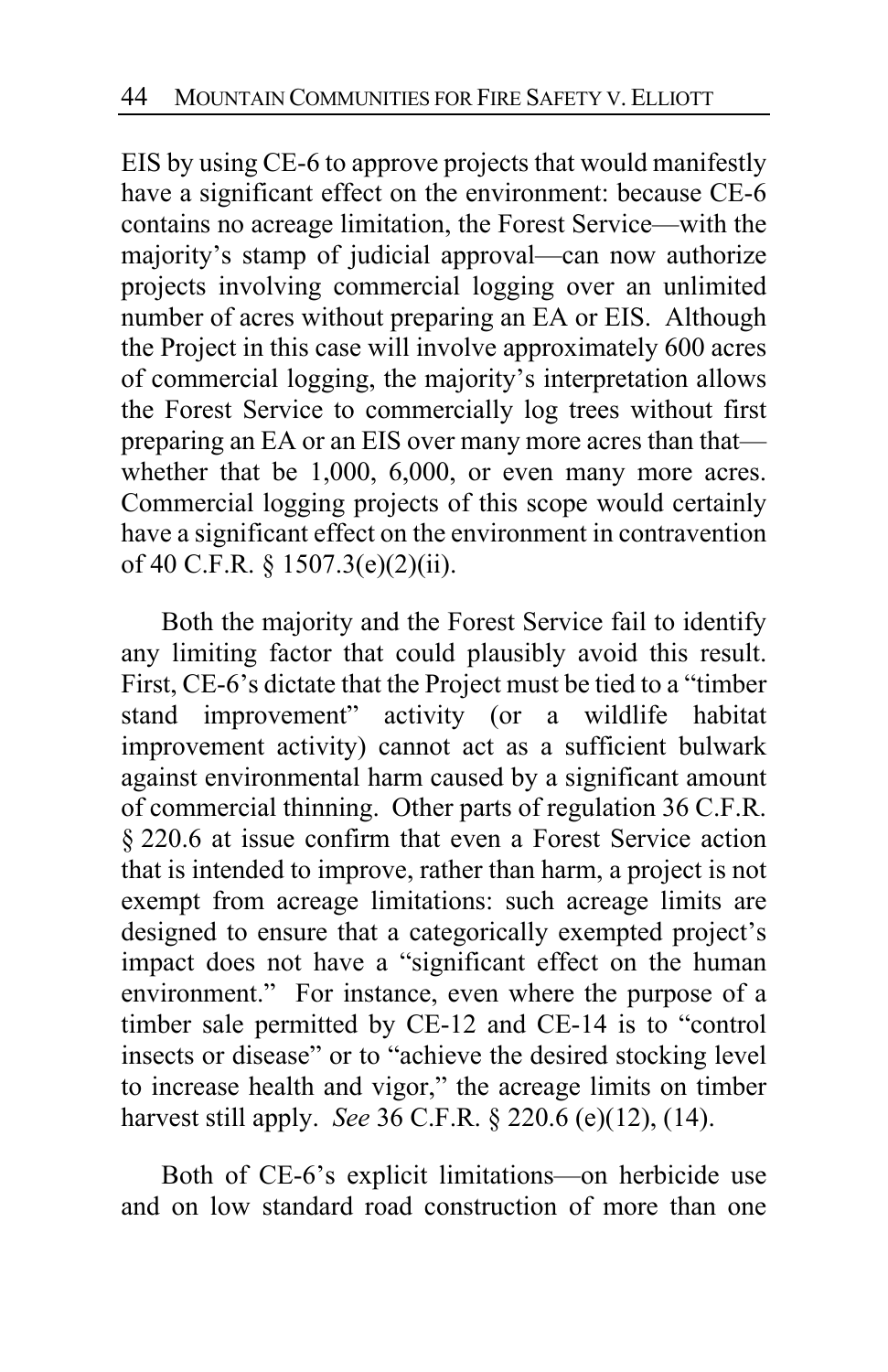EIS by using CE-6 to approve projects that would manifestly have a significant effect on the environment: because CE-6 contains no acreage limitation, the Forest Service—with the majority's stamp of judicial approval—can now authorize projects involving commercial logging over an unlimited number of acres without preparing an EA or EIS. Although the Project in this case will involve approximately 600 acres of commercial logging, the majority's interpretation allows the Forest Service to commercially log trees without first preparing an EA or an EIS over many more acres than that—whether that be 1,000, 6,000, or even many more acres. Commercial logging projects of this scope would certainly have a significant effect on the environment in contravention of 40 C.F.R. § 1507.3(e)(2)(ii).

Both the majority and the Forest Service fail to identify any limiting factor that could plausibly avoid this result. First, CE-6's dictate that the Project must be tied to a "timber stand improvement" activity (or a wildlife habitat improvement activity) cannot act as a sufficient bulwark against environmental harm caused by a significant amount of commercial thinning. Other parts of regulation 36 C.F.R. § 220.6 at issue confirm that even a Forest Service action that is intended to improve, rather than harm, a project is not exempt from acreage limitations: such acreage limits are designed to ensure that a categorically exempted project's impact does not have a "significant effect on the human environment." For instance, even where the purpose of a timber sale permitted by CE-12 and CE-14 is to "control insects or disease" or to "achieve the desired stocking level to increase health and vigor," the acreage limits on timber harvest still apply. *See* 36 C.F.R. § 220.6 (e)(12), (14).

Both of CE-6's explicit limitations—on herbicide use and on low standard road construction of more than one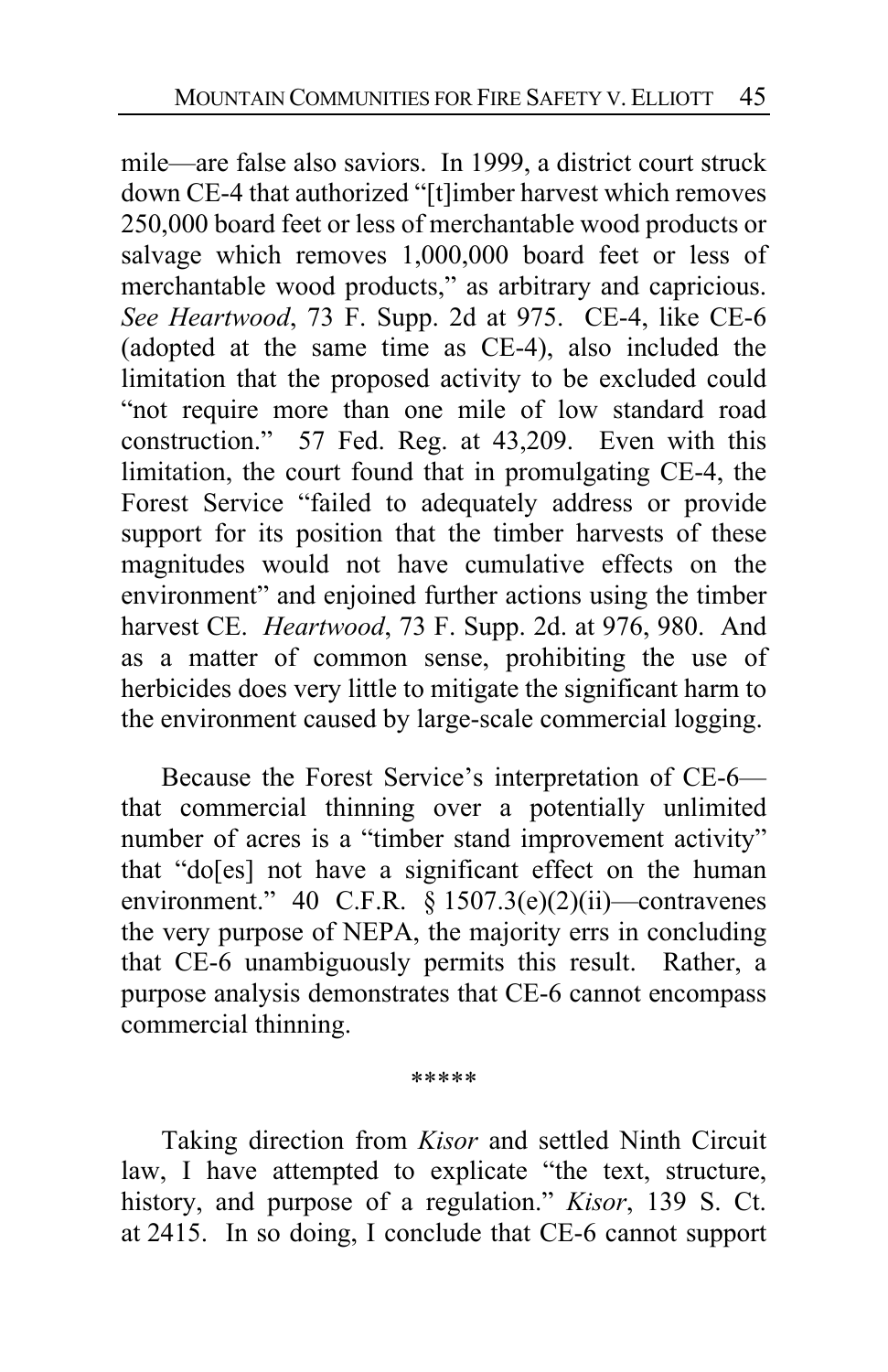mile—are false also saviors. In 1999, a district court struck down CE-4 that authorized "[t]imber harvest which removes 250,000 board feet or less of merchantable wood products or salvage which removes 1,000,000 board feet or less of merchantable wood products," as arbitrary and capricious. *See Heartwood*, 73 F. Supp. 2d at 975. CE-4, like CE-6 (adopted at the same time as CE-4), also included the limitation that the proposed activity to be excluded could "not require more than one mile of low standard road construction." 57 Fed. Reg. at 43,209. Even with this limitation, the court found that in promulgating CE-4, the Forest Service "failed to adequately address or provide support for its position that the timber harvests of these magnitudes would not have cumulative effects on the environment" and enjoined further actions using the timber harvest CE. *Heartwood*, 73 F. Supp. 2d. at 976, 980. And as a matter of common sense, prohibiting the use of herbicides does very little to mitigate the significant harm to the environment caused by large-scale commercial logging.

Because the Forest Service's interpretation of CE-6—that commercial thinning over a potentially unlimited number of acres is a "timber stand improvement activity" that "do[es] not have a significant effect on the human environment." 40 C.F.R. § 1507.3(e)(2)(ii)—contravenes the very purpose of NEPA, the majority errs in concluding that CE-6 unambiguously permits this result. Rather, a purpose analysis demonstrates that CE-6 cannot encompass commercial thinning.

*****

Taking direction from *Kisor* and settled Ninth Circuit law, I have attempted to explicate "the text, structure, history, and purpose of a regulation." *Kisor*, 139 S. Ct. at 2415. In so doing, I conclude that CE-6 cannot support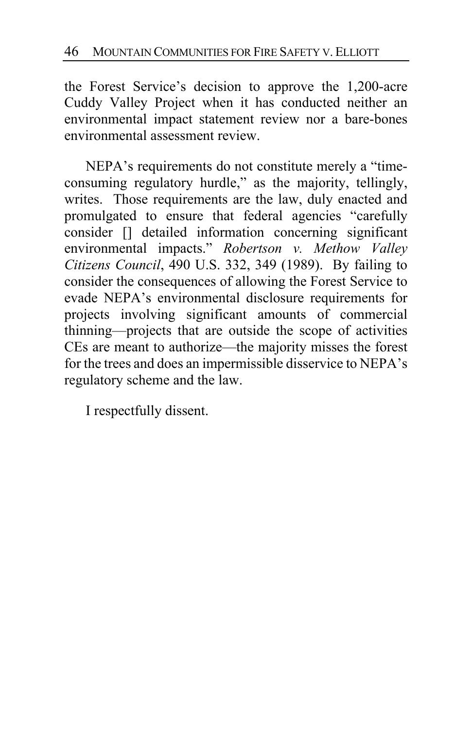the Forest Service's decision to approve the 1,200-acre Cuddy Valley Project when it has conducted neither an environmental impact statement review nor a bare-bones environmental assessment review.

NEPA's requirements do not constitute merely a "time-consuming regulatory hurdle," as the majority, tellingly, writes. Those requirements are the law, duly enacted and promulgated to ensure that federal agencies "carefully consider [] detailed information concerning significant environmental impacts." *Robertson v. Methow Valley Citizens Council*, 490 U.S. 332, 349 (1989). By failing to consider the consequences of allowing the Forest Service to evade NEPA's environmental disclosure requirements for projects involving significant amounts of commercial thinning—projects that are outside the scope of activities CEs are meant to authorize—the majority misses the forest for the trees and does an impermissible disservice to NEPA's regulatory scheme and the law.

I respectfully dissent.